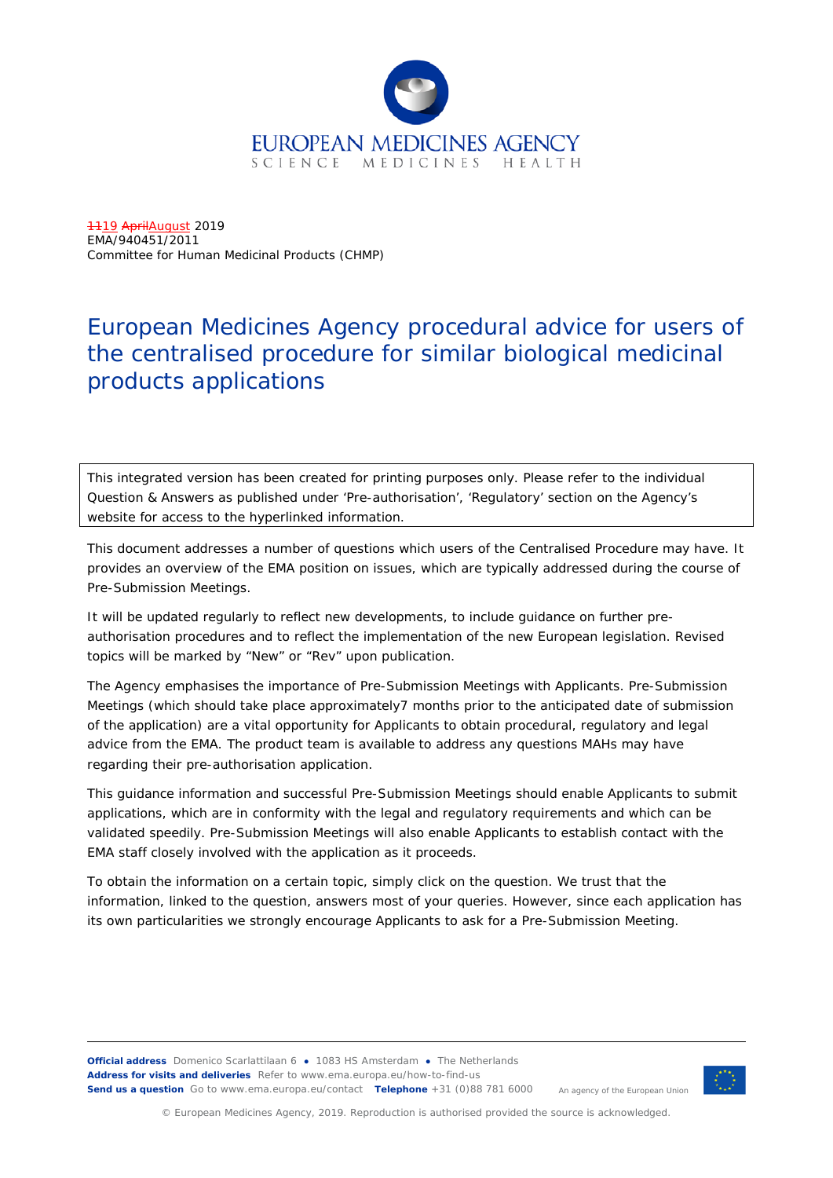~~11~~19 ~~April~~August 2019
EMA/940451/2011
Committee for Human Medicinal Products (CHMP)

# European Medicines Agency procedural advice for users of the centralised procedure for similar biological medicinal products applications

This integrated version has been created for printing purposes only. Please refer to the individual Question & Answers as published under 'Pre-authorisation', 'Regulatory' section on the Agency's website for access to the hyperlinked information.

This document addresses a number of questions which users of the Centralised Procedure may have. It provides an overview of the EMA position on issues, which are typically addressed during the course of Pre-Submission Meetings.

It will be updated regularly to reflect new developments, to include guidance on further pre-authorisation procedures and to reflect the implementation of the new European legislation. Revised topics will be marked by "New" or "Rev" upon publication.

The Agency emphasises the importance of Pre-Submission Meetings with Applicants. Pre-Submission Meetings (which should take place approximately7 months prior to the anticipated date of submission of the application) are a vital opportunity for Applicants to obtain procedural, regulatory and legal advice from the EMA. The product team is available to address any questions MAHs may have regarding their pre-authorisation application.

This guidance information and successful Pre-Submission Meetings should enable Applicants to submit applications, which are in conformity with the legal and regulatory requirements and which can be validated speedily. Pre-Submission Meetings will also enable Applicants to establish contact with the EMA staff closely involved with the application as it proceeds.

To obtain the information on a certain topic, simply click on the question. We trust that the information, linked to the question, answers most of your queries. However, since each application has its own particularities we strongly encourage Applicants to ask for a Pre-Submission Meeting.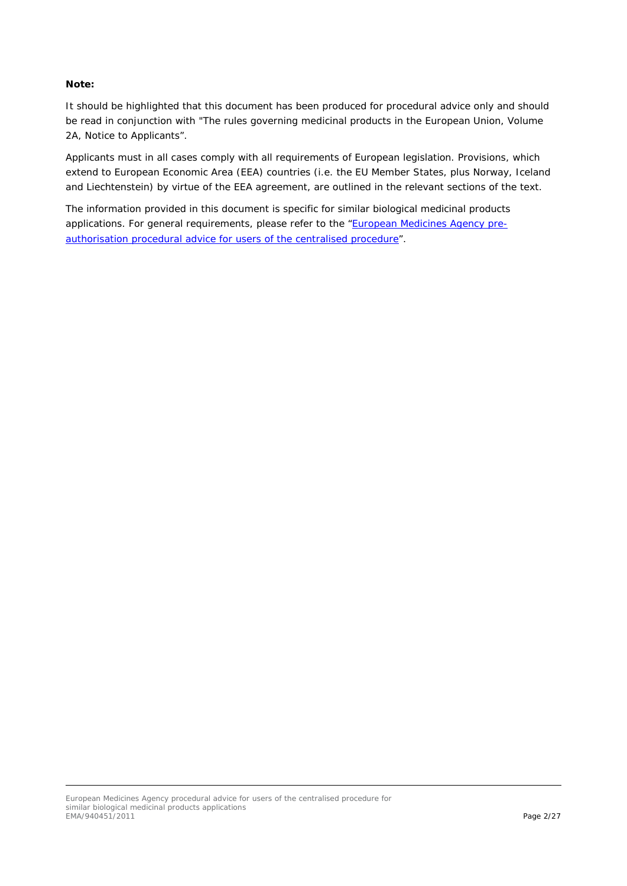**Note:**

It should be highlighted that this document has been produced for procedural advice only and should be read in conjunction with "The rules governing medicinal products in the European Union, Volume 2A, Notice to Applicants".

Applicants must in all cases comply with all requirements of European legislation. Provisions, which extend to European Economic Area (EEA) countries (i.e. the EU Member States, plus Norway, Iceland and Liechtenstein) by virtue of the EEA agreement, are outlined in the relevant sections of the text.

The information provided in this document is specific for similar biological medicinal products applications. For general requirements, please refer to the "European Medicines Agency pre-authorisation procedural advice for users of the centralised procedure".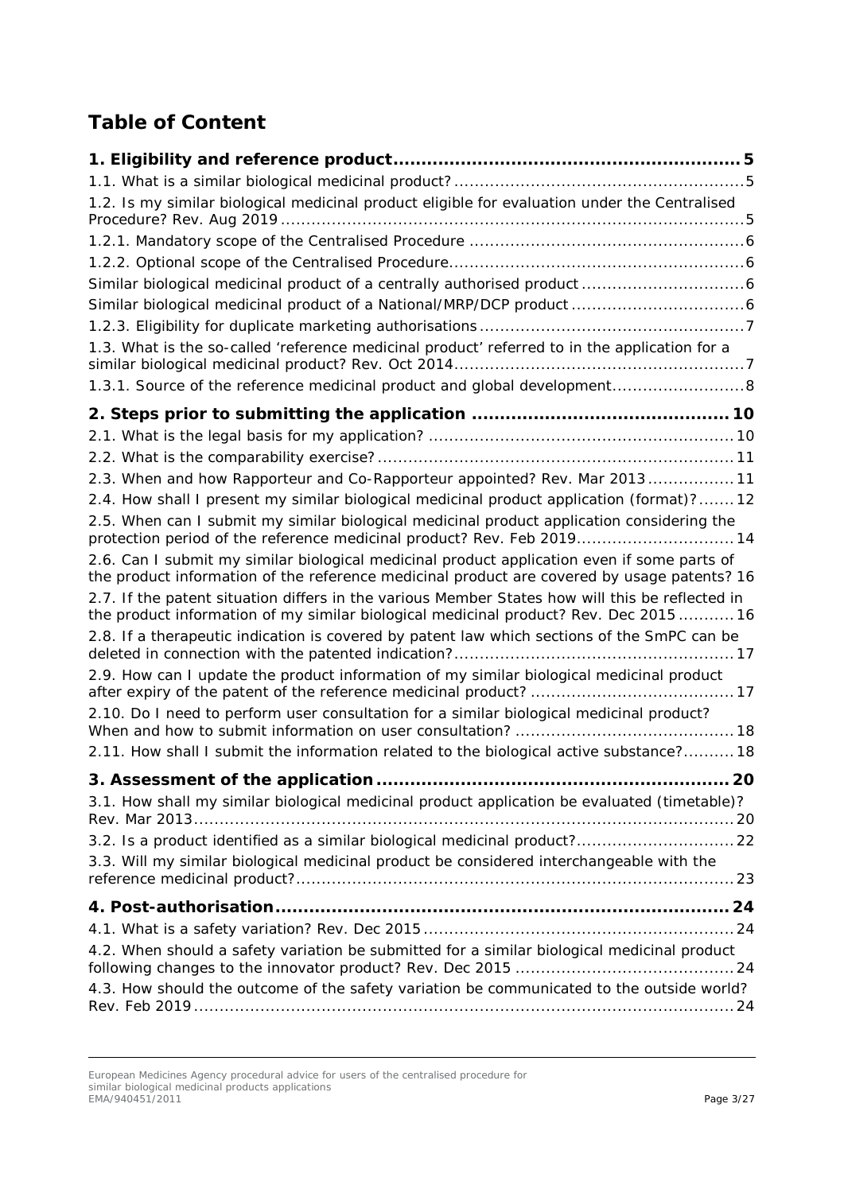# Table of Content

**1. Eligibility and reference product** ..... 5

1.1. What is a similar biological medicinal product? ..... 5

1.2. Is my similar biological medicinal product eligible for evaluation under the Centralised Procedure? Rev. Aug 2019 ..... 5

1.2.1. Mandatory scope of the Centralised Procedure ..... 6

1.2.2. Optional scope of the Centralised Procedure ..... 6

Similar biological medicinal product of a centrally authorised product ..... 6

Similar biological medicinal product of a National/MRP/DCP product ..... 6

1.2.3. Eligibility for duplicate marketing authorisations ..... 7

1.3. What is the so-called 'reference medicinal product' referred to in the application for a similar biological medicinal product? Rev. Oct 2014 ..... 7

1.3.1. Source of the reference medicinal product and global development ..... 8

**2. Steps prior to submitting the application** ..... 10

2.1. What is the legal basis for my application? ..... 10

2.2. What is the comparability exercise? ..... 11

2.3. When and how Rapporteur and Co-Rapporteur appointed? Rev. Mar 2013 ..... 11

2.4. How shall I present my similar biological medicinal product application (format)? ..... 12

2.5. When can I submit my similar biological medicinal product application considering the protection period of the reference medicinal product? Rev. Feb 2019 ..... 14

2.6. Can I submit my similar biological medicinal product application even if some parts of the product information of the reference medicinal product are covered by usage patents? ..... 16

2.7. If the patent situation differs in the various Member States how will this be reflected in the product information of my similar biological medicinal product? Rev. Dec 2015 ..... 16

2.8. If a therapeutic indication is covered by patent law which sections of the SmPC can be deleted in connection with the patented indication? ..... 17

2.9. How can I update the product information of my similar biological medicinal product after expiry of the patent of the reference medicinal product? ..... 17

2.10. Do I need to perform user consultation for a similar biological medicinal product? When and how to submit information on user consultation? ..... 18

2.11. How shall I submit the information related to the biological active substance? ..... 18

**3. Assessment of the application** ..... 20

3.1. How shall my similar biological medicinal product application be evaluated (timetable)? Rev. Mar 2013 ..... 20

3.2. Is a product identified as a similar biological medicinal product? ..... 22

3.3. Will my similar biological medicinal product be considered interchangeable with the reference medicinal product? ..... 23

**4. Post-authorisation** ..... 24

4.1. What is a safety variation? Rev. Dec 2015 ..... 24

4.2. When should a safety variation be submitted for a similar biological medicinal product following changes to the innovator product? Rev. Dec 2015 ..... 24

4.3. How should the outcome of the safety variation be communicated to the outside world? Rev. Feb 2019 ..... 24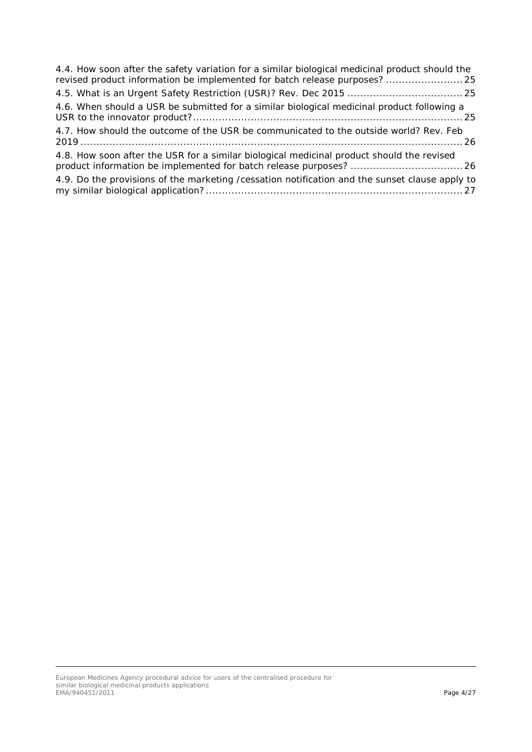4.4. How soon after the safety variation for a similar biological medicinal product should the revised product information be implemented for batch release purposes? ........................ 25

4.5. What is an Urgent Safety Restriction (USR)? Rev. Dec 2015 .................................... 25

4.6. When should a USR be submitted for a similar biological medicinal product following a USR to the innovator product? .................................................................................. 25

4.7. How should the outcome of the USR be communicated to the outside world? Rev. Feb 2019 ....................................................................................................................... 26

4.8. How soon after the USR for a similar biological medicinal product should the revised product information be implemented for batch release purposes? .................................. 26

4.9. Do the provisions of the marketing /cessation notification and the sunset clause apply to my similar biological application? ............................................................................... 27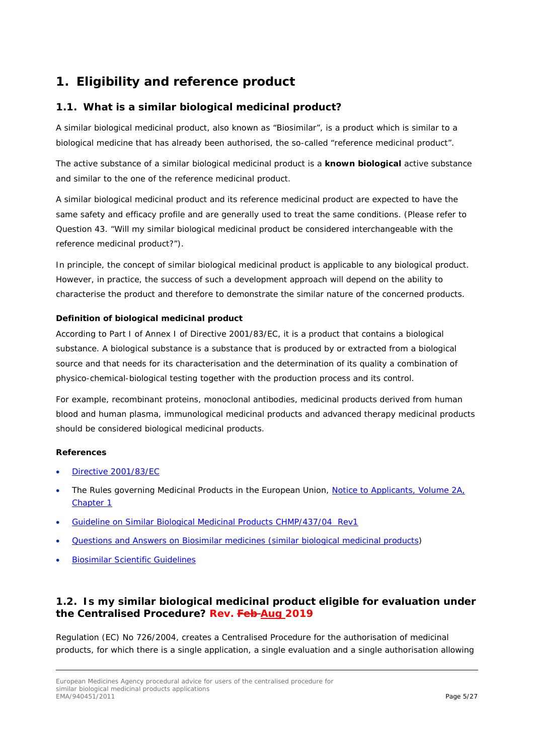# 1. Eligibility and reference product

## 1.1. What is a similar biological medicinal product?

A similar biological medicinal product, also known as "Biosimilar", is a product which is similar to a biological medicine that has already been authorised, the so-called "reference medicinal product".

The active substance of a similar biological medicinal product is a **known biological** active substance and similar to the one of the reference medicinal product.

A similar biological medicinal product and its reference medicinal product are expected to have the same safety and efficacy profile and are generally used to treat the same conditions. (Please refer to Question 43. "Will my similar biological medicinal product be considered interchangeable with the reference medicinal product?").

In principle, the concept of similar biological medicinal product is applicable to any biological product. However, in practice, the success of such a development approach will depend on the ability to characterise the product and therefore to demonstrate the similar nature of the concerned products.

**Definition of biological medicinal product**

According to Part I of Annex I of Directive 2001/83/EC, it is a product that contains a biological substance. A biological substance is a substance that is produced by or extracted from a biological source and that needs for its characterisation and the determination of its quality a combination of physico-chemical-biological testing together with the production process and its control.

For example, recombinant proteins, monoclonal antibodies, medicinal products derived from human blood and human plasma, immunological medicinal products and advanced therapy medicinal products should be considered biological medicinal products.

**References**

- Directive 2001/83/EC
- The Rules governing Medicinal Products in the European Union, Notice to Applicants, Volume 2A, Chapter 1
- Guideline on Similar Biological Medicinal Products CHMP/437/04 Rev1
- Questions and Answers on Biosimilar medicines (similar biological medicinal products)
- Biosimilar Scientific Guidelines

## 1.2. Is my similar biological medicinal product eligible for evaluation under the Centralised Procedure? Rev. ~~Feb~~ Aug 2019

Regulation (EC) No 726/2004, creates a Centralised Procedure for the authorisation of medicinal products, for which there is a single application, a single evaluation and a single authorisation allowing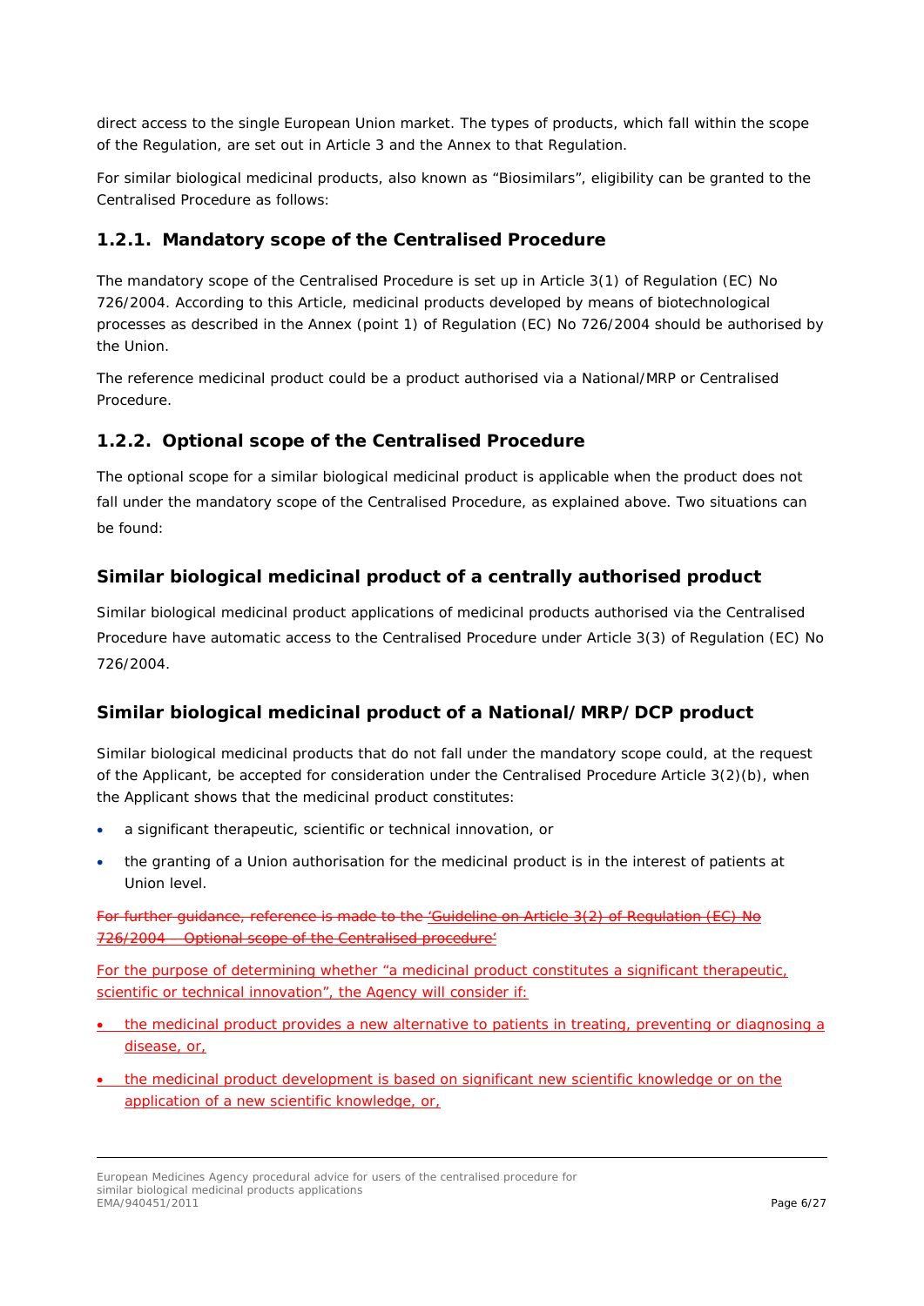direct access to the single European Union market. The types of products, which fall within the scope of the Regulation, are set out in Article 3 and the Annex to that Regulation.

For similar biological medicinal products, also known as "Biosimilars", eligibility can be granted to the Centralised Procedure as follows:

### 1.2.1. Mandatory scope of the Centralised Procedure

The mandatory scope of the Centralised Procedure is set up in Article 3(1) of Regulation (EC) No 726/2004. According to this Article, medicinal products developed by means of biotechnological processes as described in the Annex (point 1) of Regulation (EC) No 726/2004 should be authorised by the Union.

The reference medicinal product could be a product authorised via a National/MRP or Centralised Procedure.

### 1.2.2. Optional scope of the Centralised Procedure

The optional scope for a similar biological medicinal product is applicable when the product does not fall under the mandatory scope of the Centralised Procedure, as explained above. Two situations can be found:

#### Similar biological medicinal product of a centrally authorised product

Similar biological medicinal product applications of medicinal products authorised via the Centralised Procedure have automatic access to the Centralised Procedure under Article 3(3) of Regulation (EC) No 726/2004.

#### Similar biological medicinal product of a National/MRP/DCP product

Similar biological medicinal products that do not fall under the mandatory scope could, at the request of the Applicant, be accepted for consideration under the Centralised Procedure Article 3(2)(b), when the Applicant shows that the medicinal product constitutes:

- a significant therapeutic, scientific or technical innovation, or
- the granting of a Union authorisation for the medicinal product is in the interest of patients at Union level.

~~For further guidance, reference is made to the 'Guideline on Article 3(2) of Regulation (EC) No 726/2004 – Optional scope of the Centralised procedure'~~

For the purpose of determining whether "a medicinal product constitutes a significant therapeutic, scientific or technical innovation", the Agency will consider if:

- the medicinal product provides a new alternative to patients in treating, preventing or diagnosing a disease, or,
- the medicinal product development is based on significant new scientific knowledge or on the application of a new scientific knowledge, or,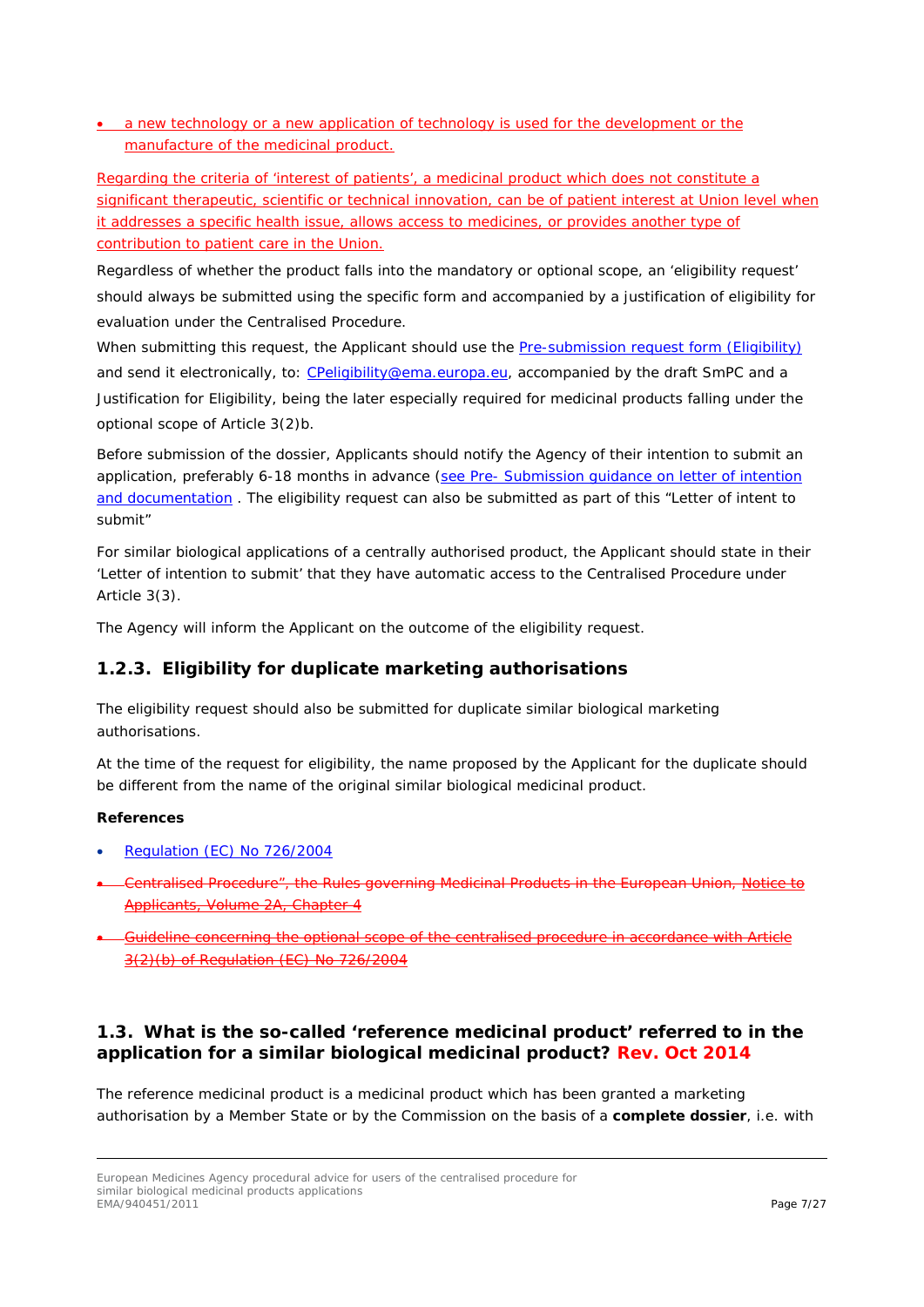- a new technology or a new application of technology is used for the development or the manufacture of the medicinal product.

Regarding the criteria of 'interest of patients', a medicinal product which does not constitute a significant therapeutic, scientific or technical innovation, can be of patient interest at Union level when it addresses a specific health issue, allows access to medicines, or provides another type of contribution to patient care in the Union.

Regardless of whether the product falls into the mandatory or optional scope, an 'eligibility request' should always be submitted using the specific form and accompanied by a justification of eligibility for evaluation under the Centralised Procedure.

When submitting this request, the Applicant should use the Pre-submission request form (Eligibility) and send it electronically, to: CPeligibility@ema.europa.eu, accompanied by the draft SmPC and a Justification for Eligibility, being the later especially required for medicinal products falling under the optional scope of Article 3(2)b.

Before submission of the dossier, Applicants should notify the Agency of their intention to submit an application, preferably 6-18 months in advance (see Pre- Submission guidance on letter of intention and documentation . The eligibility request can also be submitted as part of this "Letter of intent to submit"

For similar biological applications of a centrally authorised product, the Applicant should state in their 'Letter of intention to submit' that they have automatic access to the Centralised Procedure under Article 3(3).

The Agency will inform the Applicant on the outcome of the eligibility request.

### 1.2.3. Eligibility for duplicate marketing authorisations

The eligibility request should also be submitted for duplicate similar biological marketing authorisations.

At the time of the request for eligibility, the name proposed by the Applicant for the duplicate should be different from the name of the original similar biological medicinal product.

**References**

- Regulation (EC) No 726/2004
- ~~Centralised Procedure", the Rules governing Medicinal Products in the European Union, Notice to Applicants, Volume 2A, Chapter 4~~
- ~~Guideline concerning the optional scope of the centralised procedure in accordance with Article 3(2)(b) of Regulation (EC) No 726/2004~~

## 1.3. What is the so-called 'reference medicinal product' referred to in the application for a similar biological medicinal product? Rev. Oct 2014

The reference medicinal product is a medicinal product which has been granted a marketing authorisation by a Member State or by the Commission on the basis of a **complete dossier**, i.e. with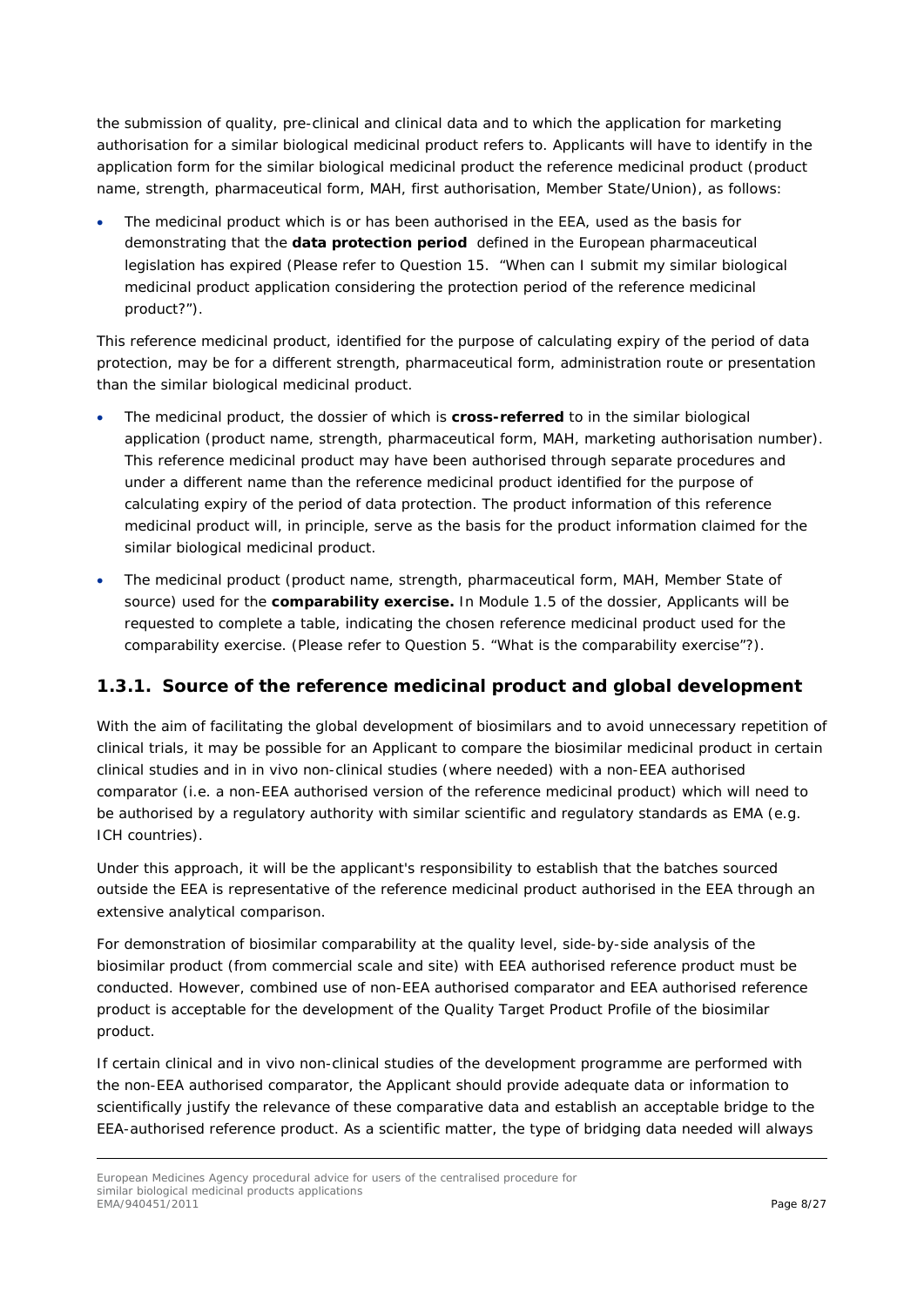the submission of quality, pre-clinical and clinical data and to which the application for marketing authorisation for a similar biological medicinal product refers to. Applicants will have to identify in the application form for the similar biological medicinal product the reference medicinal product (product name, strength, pharmaceutical form, MAH, first authorisation, Member State/Union), as follows:

- The medicinal product which is or has been authorised in the EEA, used as the basis for demonstrating that the **data protection period** defined in the European pharmaceutical legislation has expired (Please refer to Question 15. "When can I submit my similar biological medicinal product application considering the protection period of the reference medicinal product?").

This reference medicinal product, identified for the purpose of calculating expiry of the period of data protection, may be for a different strength, pharmaceutical form, administration route or presentation than the similar biological medicinal product.

- The medicinal product, the dossier of which is **cross-referred** to in the similar biological application (product name, strength, pharmaceutical form, MAH, marketing authorisation number). This reference medicinal product may have been authorised through separate procedures and under a different name than the reference medicinal product identified for the purpose of calculating expiry of the period of data protection. The product information of this reference medicinal product will, in principle, serve as the basis for the product information claimed for the similar biological medicinal product.
- The medicinal product (product name, strength, pharmaceutical form, MAH, Member State of source) used for the **comparability exercise.** In Module 1.5 of the dossier, Applicants will be requested to complete a table, indicating the chosen reference medicinal product used for the comparability exercise. (Please refer to Question 5. "What is the comparability exercise"?).

### 1.3.1. Source of the reference medicinal product and global development

With the aim of facilitating the global development of biosimilars and to avoid unnecessary repetition of clinical trials, it may be possible for an Applicant to compare the biosimilar medicinal product in certain clinical studies and in in vivo non-clinical studies (where needed) with a non-EEA authorised comparator (i.e. a non-EEA authorised version of the reference medicinal product) which will need to be authorised by a regulatory authority with similar scientific and regulatory standards as EMA (e.g. ICH countries).

Under this approach, it will be the applicant's responsibility to establish that the batches sourced outside the EEA is representative of the reference medicinal product authorised in the EEA through an extensive analytical comparison.

For demonstration of biosimilar comparability at the quality level, side-by-side analysis of the biosimilar product (from commercial scale and site) with EEA authorised reference product must be conducted. However, combined use of non-EEA authorised comparator and EEA authorised reference product is acceptable for the development of the Quality Target Product Profile of the biosimilar product.

If certain clinical and in vivo non-clinical studies of the development programme are performed with the non-EEA authorised comparator, the Applicant should provide adequate data or information to scientifically justify the relevance of these comparative data and establish an acceptable bridge to the EEA-authorised reference product. As a scientific matter, the type of bridging data needed will always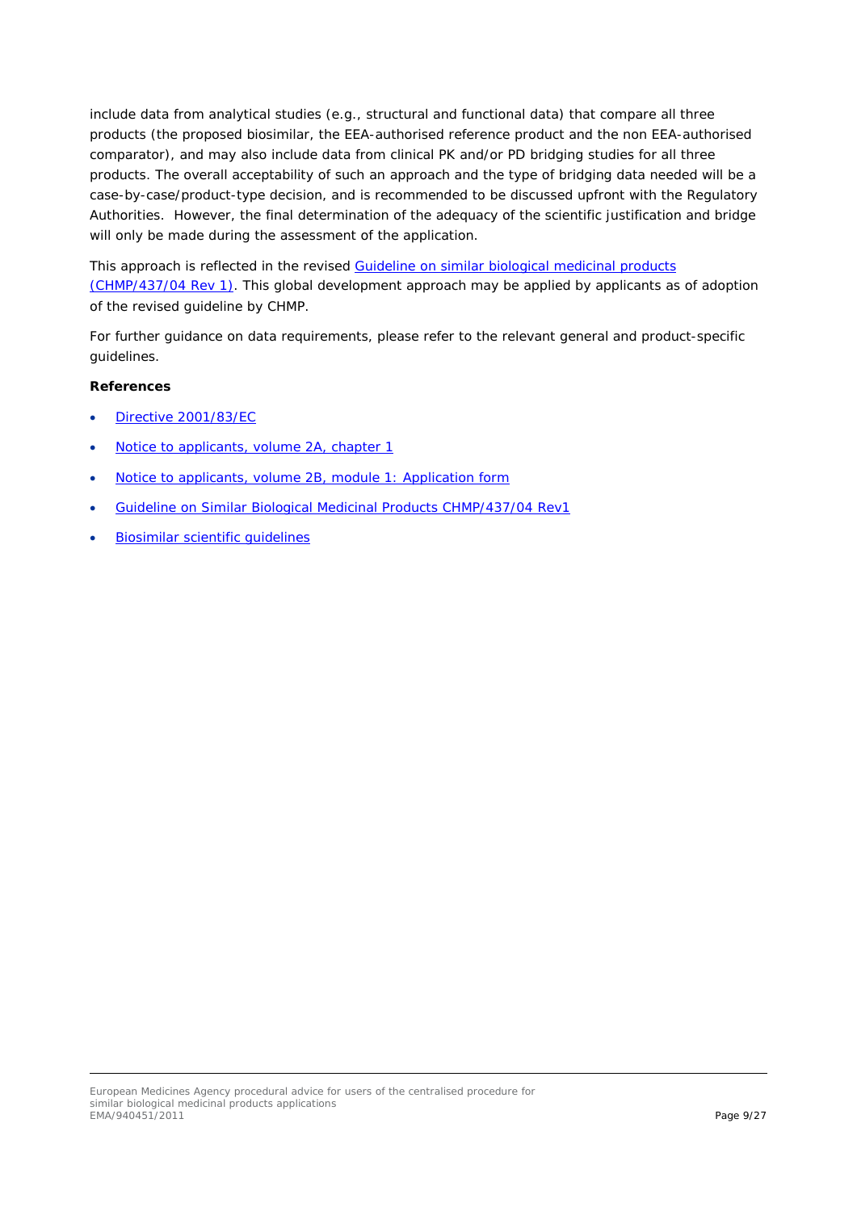include data from analytical studies (e.g., structural and functional data) that compare all three products (the proposed biosimilar, the EEA-authorised reference product and the non EEA-authorised comparator), and may also include data from clinical PK and/or PD bridging studies for all three products. The overall acceptability of such an approach and the type of bridging data needed will be a case-by-case/product-type decision, and is recommended to be discussed upfront with the Regulatory Authorities. However, the final determination of the adequacy of the scientific justification and bridge will only be made during the assessment of the application.

This approach is reflected in the revised Guideline on similar biological medicinal products (CHMP/437/04 Rev 1). This global development approach may be applied by applicants as of adoption of the revised guideline by CHMP.

For further guidance on data requirements, please refer to the relevant general and product-specific guidelines.

**References**

- Directive 2001/83/EC
- Notice to applicants, volume 2A, chapter 1
- Notice to applicants, volume 2B, module 1: Application form
- Guideline on Similar Biological Medicinal Products CHMP/437/04 Rev1
- Biosimilar scientific guidelines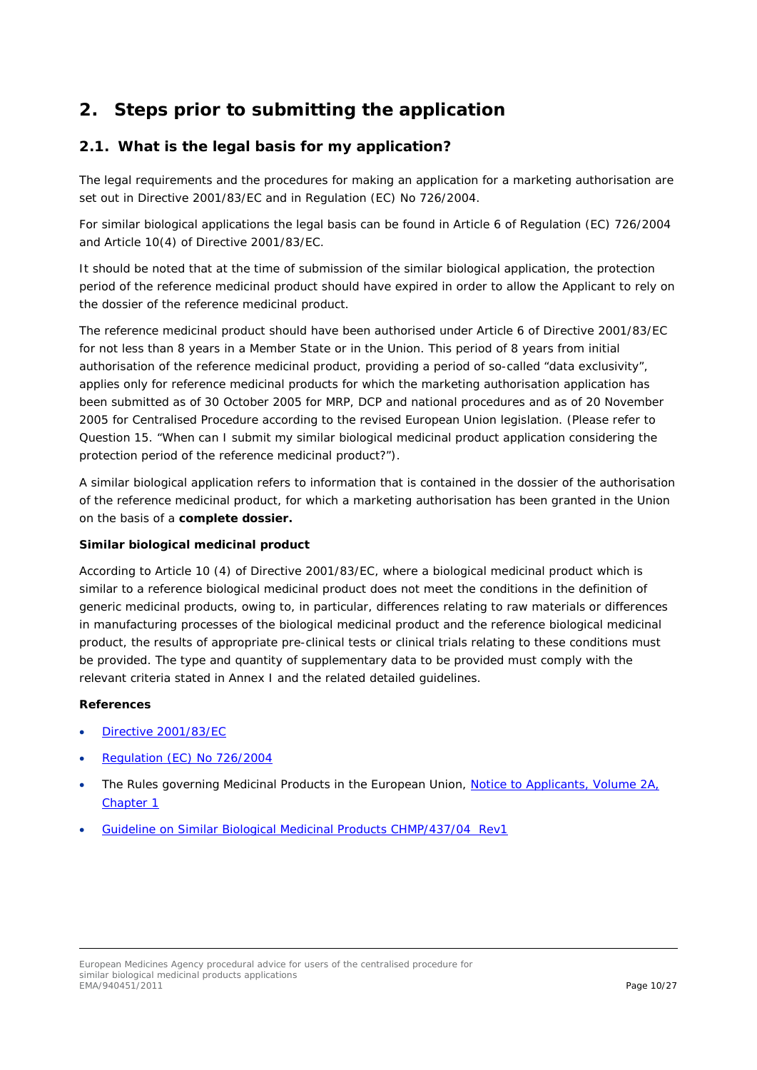## 2. Steps prior to submitting the application

### 2.1. What is the legal basis for my application?

The legal requirements and the procedures for making an application for a marketing authorisation are set out in Directive 2001/83/EC and in Regulation (EC) No 726/2004.

For similar biological applications the legal basis can be found in Article 6 of Regulation (EC) 726/2004 and Article 10(4) of Directive 2001/83/EC.

It should be noted that at the time of submission of the similar biological application, the protection period of the reference medicinal product should have expired in order to allow the Applicant to rely on the dossier of the reference medicinal product.

The reference medicinal product should have been authorised under Article 6 of Directive 2001/83/EC for not less than 8 years in a Member State or in the Union. This period of 8 years from initial authorisation of the reference medicinal product, providing a period of so-called "data exclusivity", applies only for reference medicinal products for which the marketing authorisation application has been submitted as of 30 October 2005 for MRP, DCP and national procedures and as of 20 November 2005 for Centralised Procedure according to the revised European Union legislation. (Please refer to Question 15. "When can I submit my similar biological medicinal product application considering the protection period of the reference medicinal product?").

A similar biological application refers to information that is contained in the dossier of the authorisation of the reference medicinal product, for which a marketing authorisation has been granted in the Union on the basis of a **complete dossier.**

**Similar biological medicinal product**

According to Article 10 (4) of Directive 2001/83/EC, where a biological medicinal product which is similar to a reference biological medicinal product does not meet the conditions in the definition of generic medicinal products, owing to, in particular, differences relating to raw materials or differences in manufacturing processes of the biological medicinal product and the reference biological medicinal product, the results of appropriate pre-clinical tests or clinical trials relating to these conditions must be provided. The type and quantity of supplementary data to be provided must comply with the relevant criteria stated in Annex I and the related detailed guidelines.

**References**

- Directive 2001/83/EC
- Regulation (EC) No 726/2004
- The Rules governing Medicinal Products in the European Union, Notice to Applicants, Volume 2A, Chapter 1
- Guideline on Similar Biological Medicinal Products CHMP/437/04 Rev1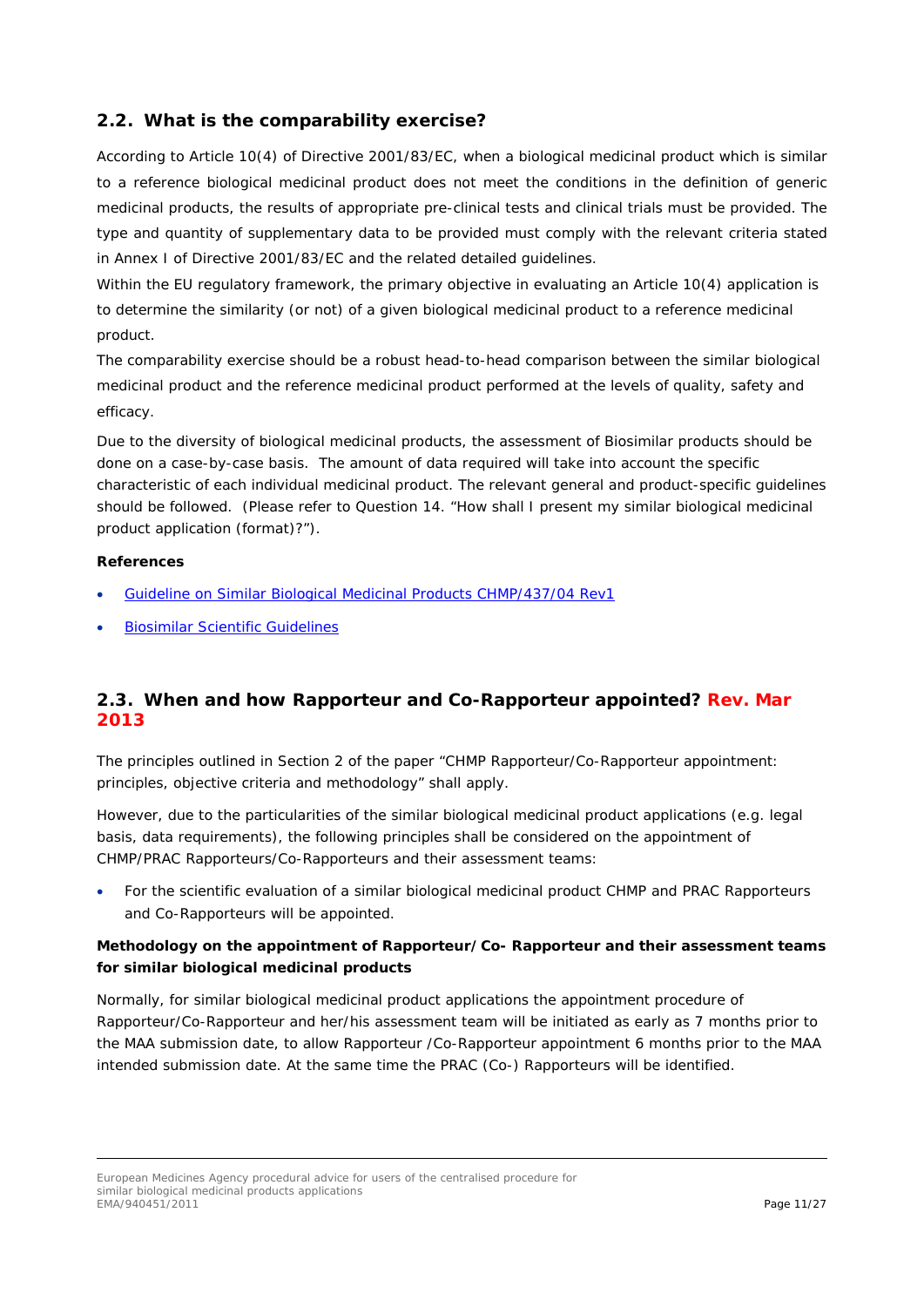## 2.2. What is the comparability exercise?

According to Article 10(4) of Directive 2001/83/EC, when a biological medicinal product which is similar to a reference biological medicinal product does not meet the conditions in the definition of generic medicinal products, the results of appropriate pre-clinical tests and clinical trials must be provided. The type and quantity of supplementary data to be provided must comply with the relevant criteria stated in Annex I of Directive 2001/83/EC and the related detailed guidelines.

Within the EU regulatory framework, the primary objective in evaluating an Article 10(4) application is to determine the similarity (or not) of a given biological medicinal product to a reference medicinal product.

The comparability exercise should be a robust head-to-head comparison between the similar biological medicinal product and the reference medicinal product performed at the levels of quality, safety and efficacy.

Due to the diversity of biological medicinal products, the assessment of Biosimilar products should be done on a case-by-case basis. The amount of data required will take into account the specific characteristic of each individual medicinal product. The relevant general and product-specific guidelines should be followed. (Please refer to Question 14. "How shall I present my similar biological medicinal product application (format)?").

**References**

- Guideline on Similar Biological Medicinal Products CHMP/437/04 Rev1
- Biosimilar Scientific Guidelines

## 2.3. When and how Rapporteur and Co-Rapporteur appointed? Rev. Mar 2013

The principles outlined in Section 2 of the paper "CHMP Rapporteur/Co-Rapporteur appointment: principles, objective criteria and methodology" shall apply.

However, due to the particularities of the similar biological medicinal product applications (e.g. legal basis, data requirements), the following principles shall be considered on the appointment of CHMP/PRAC Rapporteurs/Co-Rapporteurs and their assessment teams:

- For the scientific evaluation of a similar biological medicinal product CHMP and PRAC Rapporteurs and Co-Rapporteurs will be appointed.

**Methodology on the appointment of Rapporteur/ Co- Rapporteur and their assessment teams for similar biological medicinal products**

Normally, for similar biological medicinal product applications the appointment procedure of Rapporteur/Co-Rapporteur and her/his assessment team will be initiated as early as 7 months prior to the MAA submission date, to allow Rapporteur /Co-Rapporteur appointment 6 months prior to the MAA intended submission date. At the same time the PRAC (Co-) Rapporteurs will be identified.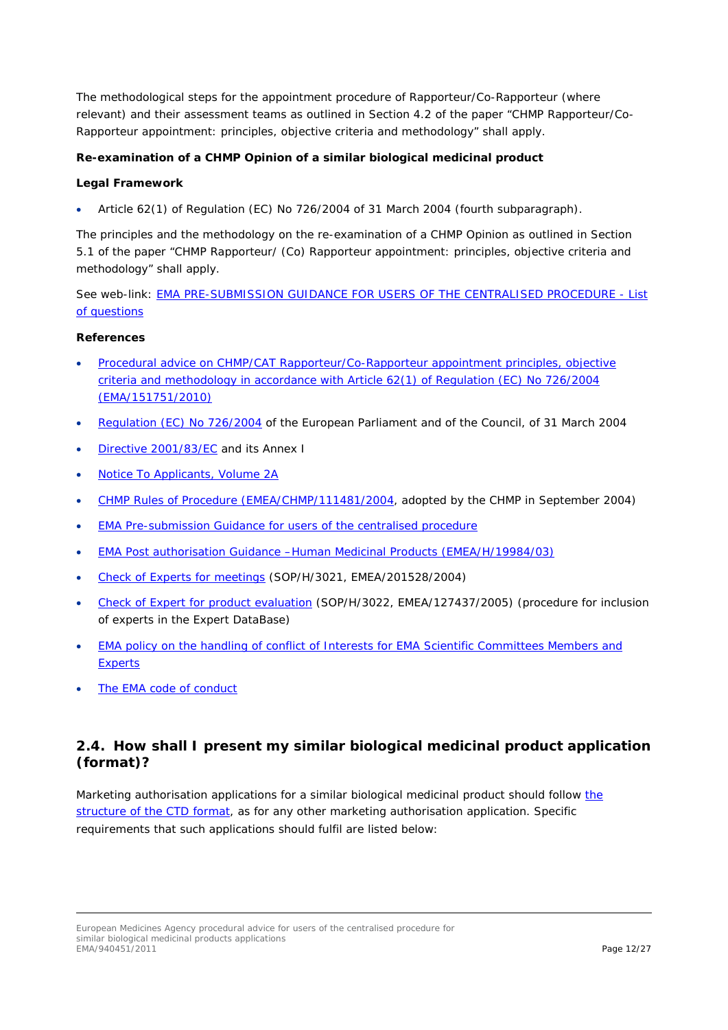The methodological steps for the appointment procedure of Rapporteur/Co-Rapporteur (where relevant) and their assessment teams as outlined in Section 4.2 of the paper "CHMP Rapporteur/Co-Rapporteur appointment: principles, objective criteria and methodology" shall apply.

**Re-examination of a CHMP Opinion of a similar biological medicinal product**

**Legal Framework**

- Article 62(1) of Regulation (EC) No 726/2004 of 31 March 2004 (fourth subparagraph).

The principles and the methodology on the re-examination of a CHMP Opinion as outlined in Section 5.1 of the paper "CHMP Rapporteur/ (Co) Rapporteur appointment: principles, objective criteria and methodology" shall apply.

See web-link: EMA PRE-SUBMISSION GUIDANCE FOR USERS OF THE CENTRALISED PROCEDURE - List of questions

**References**

- Procedural advice on CHMP/CAT Rapporteur/Co-Rapporteur appointment principles, objective criteria and methodology in accordance with Article 62(1) of Regulation (EC) No 726/2004 (EMA/151751/2010)
- Regulation (EC) No 726/2004 of the European Parliament and of the Council, of 31 March 2004
- Directive 2001/83/EC and its Annex I
- Notice To Applicants, Volume 2A
- CHMP Rules of Procedure (EMEA/CHMP/111481/2004, adopted by the CHMP in September 2004)
- EMA Pre-submission Guidance for users of the centralised procedure
- EMA Post authorisation Guidance –Human Medicinal Products (EMEA/H/19984/03)
- Check of Experts for meetings (SOP/H/3021, EMEA/201528/2004)
- Check of Expert for product evaluation (SOP/H/3022, EMEA/127437/2005) (procedure for inclusion of experts in the Expert DataBase)
- EMA policy on the handling of conflict of Interests for EMA Scientific Committees Members and Experts
- The EMA code of conduct

## 2.4. How shall I present my similar biological medicinal product application (format)?

Marketing authorisation applications for a similar biological medicinal product should follow the structure of the CTD format, as for any other marketing authorisation application. Specific requirements that such applications should fulfil are listed below: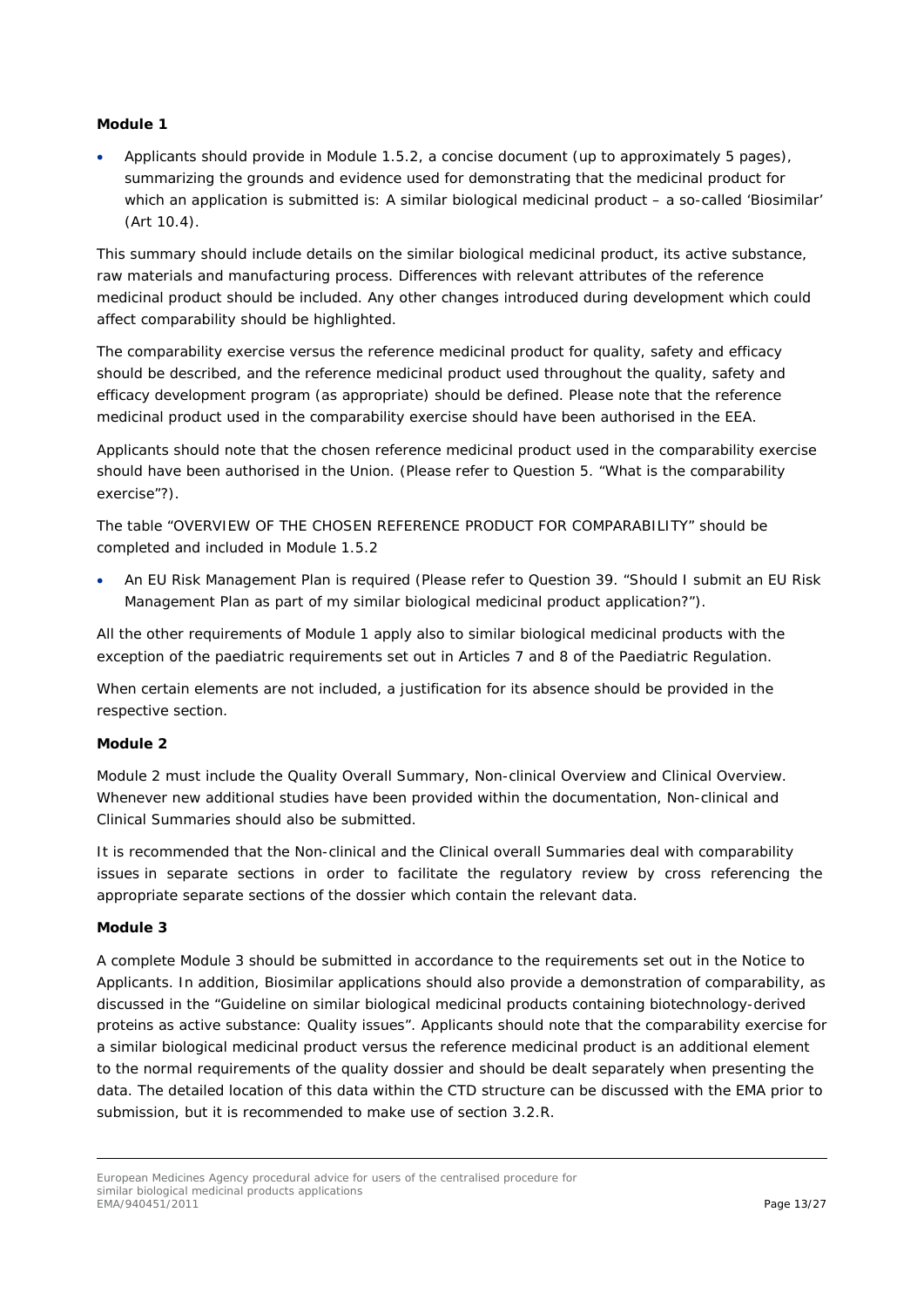**Module 1**

- Applicants should provide in Module 1.5.2, a concise document (up to approximately 5 pages), summarizing the grounds and evidence used for demonstrating that the medicinal product for which an application is submitted is: A similar biological medicinal product – a so-called 'Biosimilar' (Art 10.4).

This summary should include details on the similar biological medicinal product, its active substance, raw materials and manufacturing process. Differences with relevant attributes of the reference medicinal product should be included. Any other changes introduced during development which could affect comparability should be highlighted.

The comparability exercise versus the reference medicinal product for quality, safety and efficacy should be described, and the reference medicinal product used throughout the quality, safety and efficacy development program (as appropriate) should be defined. Please note that the reference medicinal product used in the comparability exercise should have been authorised in the EEA.

Applicants should note that the chosen reference medicinal product used in the comparability exercise should have been authorised in the Union. (Please refer to Question 5. "What is the comparability exercise"?).

The table "OVERVIEW OF THE CHOSEN REFERENCE PRODUCT FOR COMPARABILITY" should be completed and included in Module 1.5.2

- An EU Risk Management Plan is required (Please refer to Question 39. "Should I submit an EU Risk Management Plan as part of my similar biological medicinal product application?").

All the other requirements of Module 1 apply also to similar biological medicinal products with the exception of the paediatric requirements set out in Articles 7 and 8 of the Paediatric Regulation.

When certain elements are not included, a justification for its absence should be provided in the respective section.

**Module 2**

Module 2 must include the Quality Overall Summary, Non-clinical Overview and Clinical Overview. Whenever new additional studies have been provided within the documentation, Non-clinical and Clinical Summaries should also be submitted.

It is recommended that the Non-clinical and the Clinical overall Summaries deal with comparability issues in separate sections in order to facilitate the regulatory review by cross referencing the appropriate separate sections of the dossier which contain the relevant data.

**Module 3**

A complete Module 3 should be submitted in accordance to the requirements set out in the Notice to Applicants. In addition, Biosimilar applications should also provide a demonstration of comparability, as discussed in the "Guideline on similar biological medicinal products containing biotechnology-derived proteins as active substance: Quality issues". Applicants should note that the comparability exercise for a similar biological medicinal product versus the reference medicinal product is an additional element to the normal requirements of the quality dossier and should be dealt separately when presenting the data. The detailed location of this data within the CTD structure can be discussed with the EMA prior to submission, but it is recommended to make use of section 3.2.R.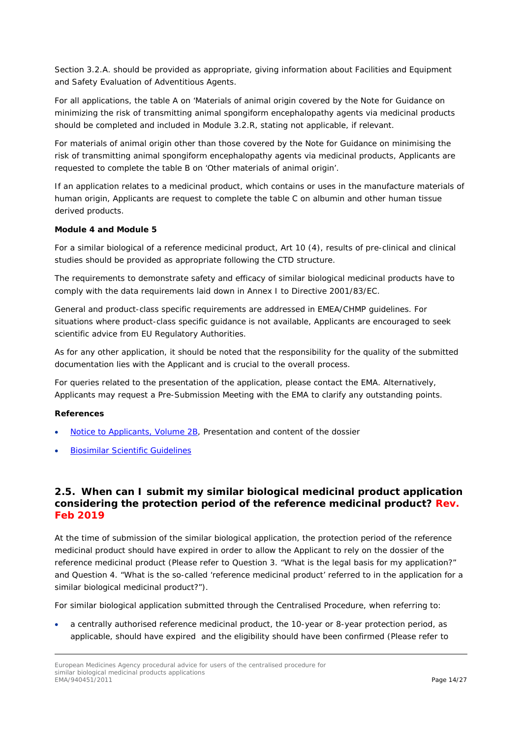Section 3.2.A. should be provided as appropriate, giving information about Facilities and Equipment and Safety Evaluation of Adventitious Agents.

For all applications, the table A on 'Materials of animal origin covered by the Note for Guidance on minimizing the risk of transmitting animal spongiform encephalopathy agents via medicinal products should be completed and included in Module 3.2.R, stating not applicable, if relevant.

For materials of animal origin other than those covered by the Note for Guidance on minimising the risk of transmitting animal spongiform encephalopathy agents via medicinal products, Applicants are requested to complete the table B on 'Other materials of animal origin'.

If an application relates to a medicinal product, which contains or uses in the manufacture materials of human origin, Applicants are request to complete the table C on albumin and other human tissue derived products.

**Module 4 and Module 5**

For a similar biological of a reference medicinal product, Art 10 (4), results of pre-clinical and clinical studies should be provided as appropriate following the CTD structure.

The requirements to demonstrate safety and efficacy of similar biological medicinal products have to comply with the data requirements laid down in Annex I to Directive 2001/83/EC.

General and product-class specific requirements are addressed in EMEA/CHMP guidelines. For situations where product-class specific guidance is not available, Applicants are encouraged to seek scientific advice from EU Regulatory Authorities.

As for any other application, it should be noted that the responsibility for the quality of the submitted documentation lies with the Applicant and is crucial to the overall process.

For queries related to the presentation of the application, please contact the EMA. Alternatively, Applicants may request a Pre-Submission Meeting with the EMA to clarify any outstanding points.

**References**

- Notice to Applicants, Volume 2B, Presentation and content of the dossier
- Biosimilar Scientific Guidelines

## 2.5. When can I submit my similar biological medicinal product application considering the protection period of the reference medicinal product? Rev. Feb 2019

At the time of submission of the similar biological application, the protection period of the reference medicinal product should have expired in order to allow the Applicant to rely on the dossier of the reference medicinal product (Please refer to Question 3. "What is the legal basis for my application?" and Question 4. "What is the so-called 'reference medicinal product' referred to in the application for a similar biological medicinal product?").

For similar biological application submitted through the Centralised Procedure, when referring to:

- a centrally authorised reference medicinal product, the 10-year or 8-year protection period, as applicable, should have expired and the eligibility should have been confirmed (Please refer to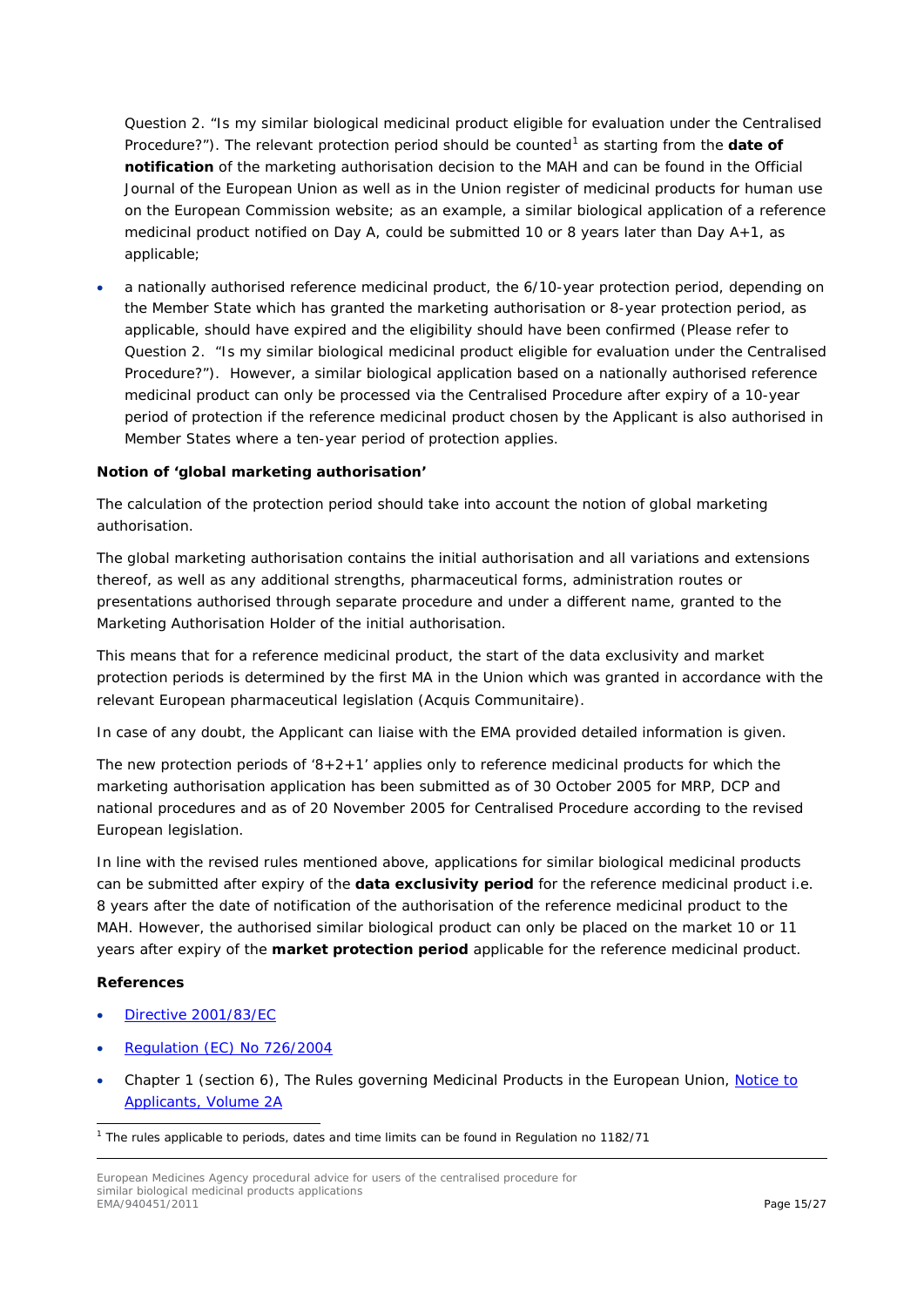Question 2. "Is my similar biological medicinal product eligible for evaluation under the Centralised Procedure?"). The relevant protection period should be counted[1] as starting from the **date of notification** of the marketing authorisation decision to the MAH and can be found in the Official Journal of the European Union as well as in the Union register of medicinal products for human use on the European Commission website; as an example, a similar biological application of a reference medicinal product notified on Day A, could be submitted 10 or 8 years later than Day A+1, as applicable;

- a nationally authorised reference medicinal product, the 6/10-year protection period, depending on the Member State which has granted the marketing authorisation or 8-year protection period, as applicable, should have expired and the eligibility should have been confirmed (Please refer to Question 2. "Is my similar biological medicinal product eligible for evaluation under the Centralised Procedure?"). However, a similar biological application based on a nationally authorised reference medicinal product can only be processed via the Centralised Procedure after expiry of a 10-year period of protection if the reference medicinal product chosen by the Applicant is also authorised in Member States where a ten-year period of protection applies.

**Notion of 'global marketing authorisation'**

The calculation of the protection period should take into account the notion of global marketing authorisation.

The global marketing authorisation contains the initial authorisation and all variations and extensions thereof, as well as any additional strengths, pharmaceutical forms, administration routes or presentations authorised through separate procedure and under a different name, granted to the Marketing Authorisation Holder of the initial authorisation.

This means that for a reference medicinal product, the start of the data exclusivity and market protection periods is determined by the first MA in the Union which was granted in accordance with the relevant European pharmaceutical legislation (Acquis Communitaire).

In case of any doubt, the Applicant can liaise with the EMA provided detailed information is given.

The new protection periods of '8+2+1' applies only to reference medicinal products for which the marketing authorisation application has been submitted as of 30 October 2005 for MRP, DCP and national procedures and as of 20 November 2005 for Centralised Procedure according to the revised European legislation.

In line with the revised rules mentioned above, applications for similar biological medicinal products can be submitted after expiry of the **data exclusivity period** for the reference medicinal product i.e. 8 years after the date of notification of the authorisation of the reference medicinal product to the MAH. However, the authorised similar biological product can only be placed on the market 10 or 11 years after expiry of the **market protection period** applicable for the reference medicinal product.

**References**

- Directive 2001/83/EC
- Regulation (EC) No 726/2004
- Chapter 1 (section 6), The Rules governing Medicinal Products in the European Union, Notice to Applicants, Volume 2A

[1] The rules applicable to periods, dates and time limits can be found in Regulation no 1182/71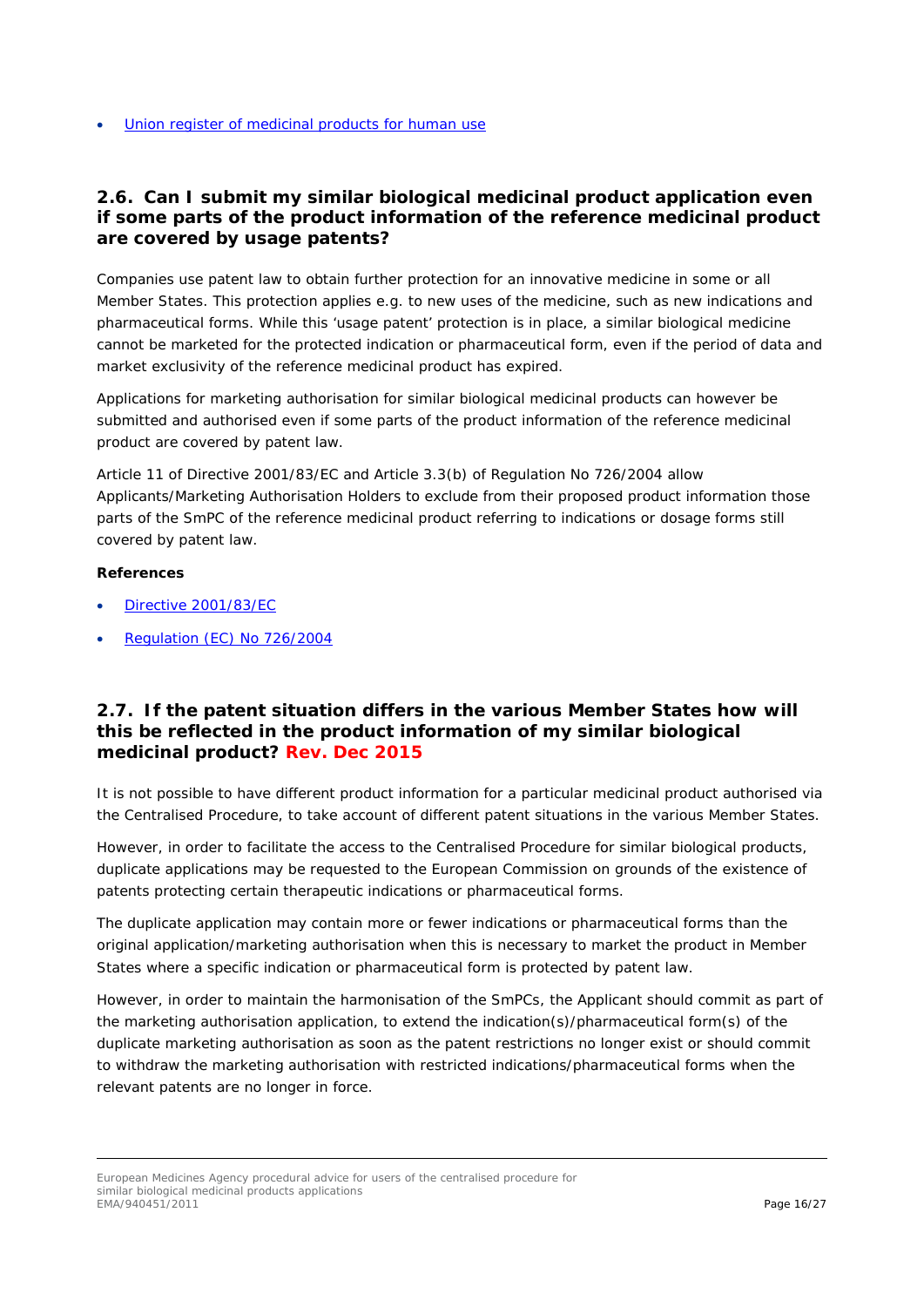- [Union register of medicinal products for human use]()

## 2.6. Can I submit my similar biological medicinal product application even if some parts of the product information of the reference medicinal product are covered by usage patents?

Companies use patent law to obtain further protection for an innovative medicine in some or all Member States. This protection applies e.g. to new uses of the medicine, such as new indications and pharmaceutical forms. While this 'usage patent' protection is in place, a similar biological medicine cannot be marketed for the protected indication or pharmaceutical form, even if the period of data and market exclusivity of the reference medicinal product has expired.

Applications for marketing authorisation for similar biological medicinal products can however be submitted and authorised even if some parts of the product information of the reference medicinal product are covered by patent law.

Article 11 of Directive 2001/83/EC and Article 3.3(b) of Regulation No 726/2004 allow Applicants/Marketing Authorisation Holders to exclude from their proposed product information those parts of the SmPC of the reference medicinal product referring to indications or dosage forms still covered by patent law.

**References**

- [Directive 2001/83/EC]()
- [Regulation (EC) No 726/2004]()

## 2.7. If the patent situation differs in the various Member States how will this be reflected in the product information of my similar biological medicinal product? Rev. Dec 2015

It is not possible to have different product information for a particular medicinal product authorised via the Centralised Procedure, to take account of different patent situations in the various Member States.

However, in order to facilitate the access to the Centralised Procedure for similar biological products, duplicate applications may be requested to the European Commission on grounds of the existence of patents protecting certain therapeutic indications or pharmaceutical forms.

The duplicate application may contain more or fewer indications or pharmaceutical forms than the original application/marketing authorisation when this is necessary to market the product in Member States where a specific indication or pharmaceutical form is protected by patent law.

However, in order to maintain the harmonisation of the SmPCs, the Applicant should commit as part of the marketing authorisation application, to extend the indication(s)/pharmaceutical form(s) of the duplicate marketing authorisation as soon as the patent restrictions no longer exist or should commit to withdraw the marketing authorisation with restricted indications/pharmaceutical forms when the relevant patents are no longer in force.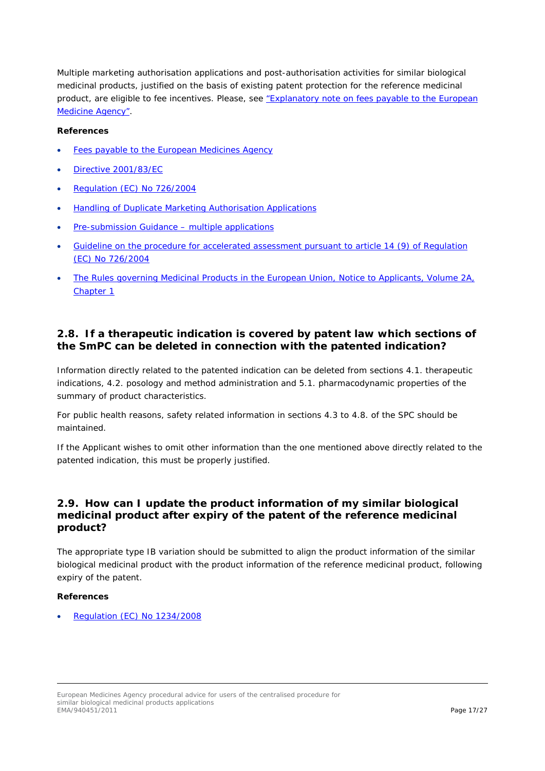Multiple marketing authorisation applications and post-authorisation activities for similar biological medicinal products, justified on the basis of existing patent protection for the reference medicinal product, are eligible to fee incentives. Please, see "Explanatory note on fees payable to the European Medicine Agency".

**References**

- Fees payable to the European Medicines Agency
- Directive 2001/83/EC
- Regulation (EC) No 726/2004
- Handling of Duplicate Marketing Authorisation Applications
- Pre-submission Guidance – multiple applications
- Guideline on the procedure for accelerated assessment pursuant to article 14 (9) of Regulation (EC) No 726/2004
- The Rules governing Medicinal Products in the European Union, Notice to Applicants, Volume 2A, Chapter 1

## 2.8. If a therapeutic indication is covered by patent law which sections of the SmPC can be deleted in connection with the patented indication?

Information directly related to the patented indication can be deleted from sections 4.1. therapeutic indications, 4.2. posology and method administration and 5.1. pharmacodynamic properties of the summary of product characteristics.

For public health reasons, safety related information in sections 4.3 to 4.8. of the SPC should be maintained.

If the Applicant wishes to omit other information than the one mentioned above directly related to the patented indication, this must be properly justified.

## 2.9. How can I update the product information of my similar biological medicinal product after expiry of the patent of the reference medicinal product?

The appropriate type IB variation should be submitted to align the product information of the similar biological medicinal product with the product information of the reference medicinal product, following expiry of the patent.

**References**

- Regulation (EC) No 1234/2008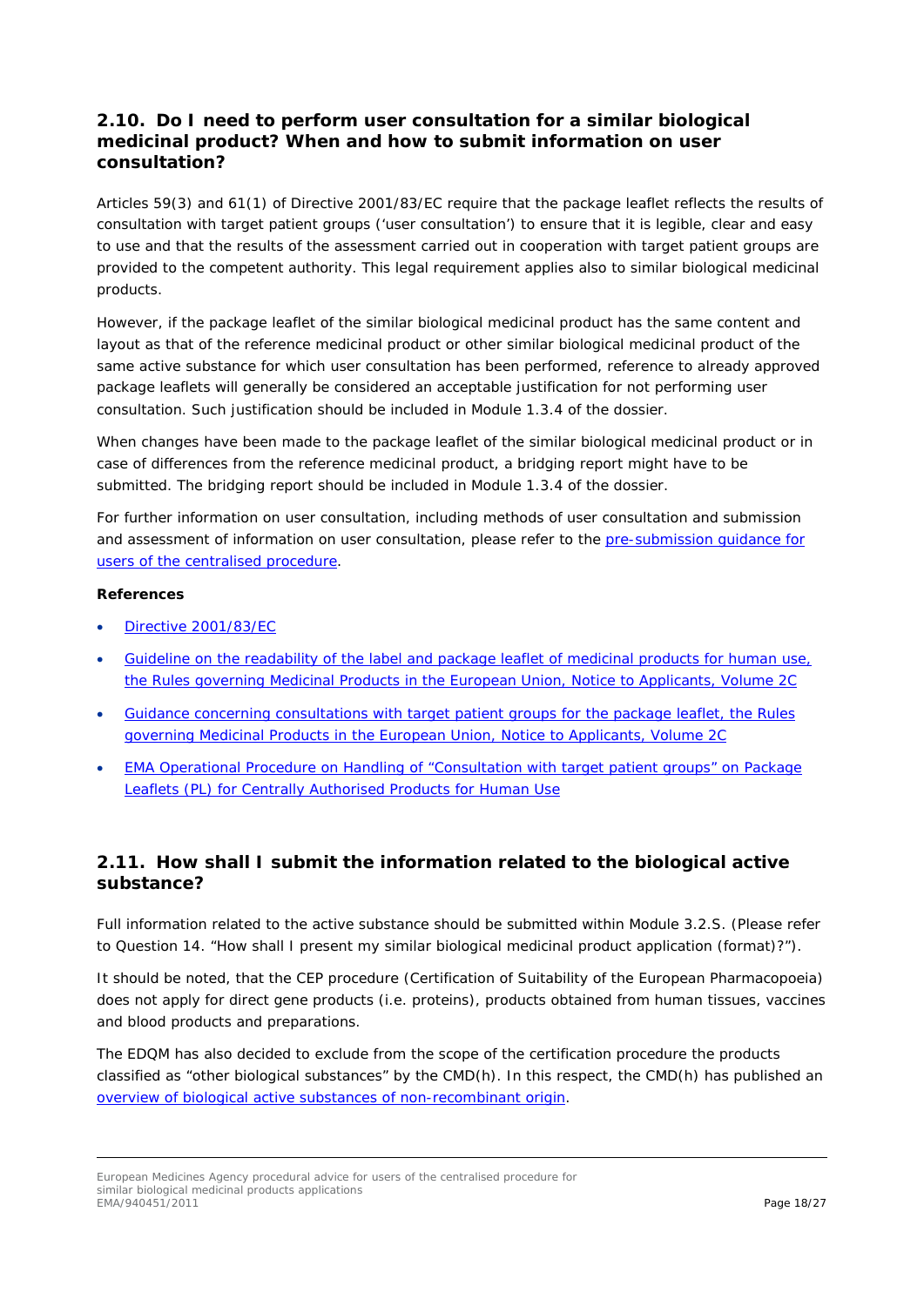## 2.10. Do I need to perform user consultation for a similar biological medicinal product? When and how to submit information on user consultation?

Articles 59(3) and 61(1) of Directive 2001/83/EC require that the package leaflet reflects the results of consultation with target patient groups ('user consultation') to ensure that it is legible, clear and easy to use and that the results of the assessment carried out in cooperation with target patient groups are provided to the competent authority. This legal requirement applies also to similar biological medicinal products.

However, if the package leaflet of the similar biological medicinal product has the same content and layout as that of the reference medicinal product or other similar biological medicinal product of the same active substance for which user consultation has been performed, reference to already approved package leaflets will generally be considered an acceptable justification for not performing user consultation. Such justification should be included in Module 1.3.4 of the dossier.

When changes have been made to the package leaflet of the similar biological medicinal product or in case of differences from the reference medicinal product, a bridging report might have to be submitted. The bridging report should be included in Module 1.3.4 of the dossier.

For further information on user consultation, including methods of user consultation and submission and assessment of information on user consultation, please refer to the pre-submission guidance for users of the centralised procedure.

**References**

- Directive 2001/83/EC
- Guideline on the readability of the label and package leaflet of medicinal products for human use, the Rules governing Medicinal Products in the European Union, Notice to Applicants, Volume 2C
- Guidance concerning consultations with target patient groups for the package leaflet, the Rules governing Medicinal Products in the European Union, Notice to Applicants, Volume 2C
- EMA Operational Procedure on Handling of "Consultation with target patient groups" on Package Leaflets (PL) for Centrally Authorised Products for Human Use

## 2.11. How shall I submit the information related to the biological active substance?

Full information related to the active substance should be submitted within Module 3.2.S. (Please refer to Question 14. "How shall I present my similar biological medicinal product application (format)?").

It should be noted, that the CEP procedure (Certification of Suitability of the European Pharmacopoeia) does not apply for direct gene products (i.e. proteins), products obtained from human tissues, vaccines and blood products and preparations.

The EDQM has also decided to exclude from the scope of the certification procedure the products classified as "other biological substances" by the CMD(h). In this respect, the CMD(h) has published an overview of biological active substances of non-recombinant origin.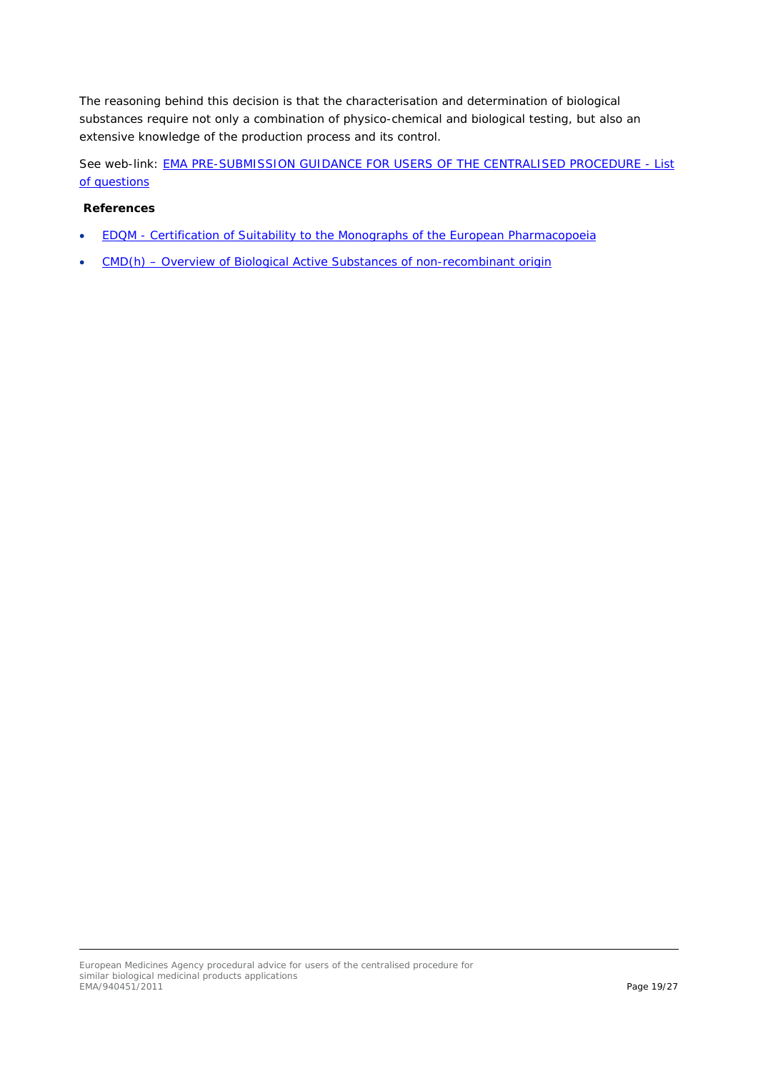The reasoning behind this decision is that the characterisation and determination of biological substances require not only a combination of physico-chemical and biological testing, but also an extensive knowledge of the production process and its control.

See web-link: [EMA PRE-SUBMISSION GUIDANCE FOR USERS OF THE CENTRALISED PROCEDURE - List of questions]()

**References**

- [EDQM - Certification of Suitability to the Monographs of the European Pharmacopoeia]()
- [CMD(h) – Overview of Biological Active Substances of non-recombinant origin]()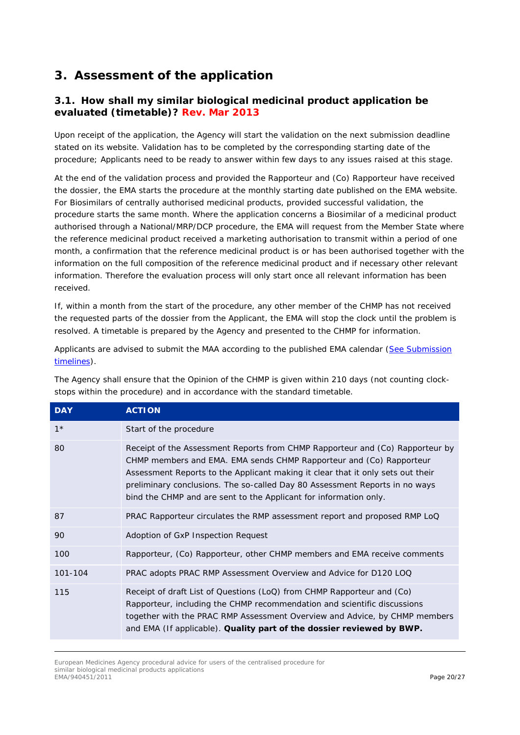# 3. Assessment of the application

## 3.1. How shall my similar biological medicinal product application be evaluated (timetable)? Rev. Mar 2013

Upon receipt of the application, the Agency will start the validation on the next submission deadline stated on its website. Validation has to be completed by the corresponding starting date of the procedure; Applicants need to be ready to answer within few days to any issues raised at this stage.

At the end of the validation process and provided the Rapporteur and (Co) Rapporteur have received the dossier, the EMA starts the procedure at the monthly starting date published on the EMA website. For Biosimilars of centrally authorised medicinal products, provided successful validation, the procedure starts the same month. Where the application concerns a Biosimilar of a medicinal product authorised through a National/MRP/DCP procedure, the EMA will request from the Member State where the reference medicinal product received a marketing authorisation to transmit within a period of one month, a confirmation that the reference medicinal product is or has been authorised together with the information on the full composition of the reference medicinal product and if necessary other relevant information. Therefore the evaluation process will only start once all relevant information has been received.

If, within a month from the start of the procedure, any other member of the CHMP has not received the requested parts of the dossier from the Applicant, the EMA will stop the clock until the problem is resolved. A timetable is prepared by the Agency and presented to the CHMP for information.

Applicants are advised to submit the MAA according to the published EMA calendar (See Submission timelines).

The Agency shall ensure that the Opinion of the CHMP is given within 210 days (not counting clock-stops within the procedure) and in accordance with the standard timetable.

| DAY | ACTION |
|---|---|
| 1* | Start of the procedure |
| 80 | Receipt of the Assessment Reports from CHMP Rapporteur and (Co) Rapporteur by CHMP members and EMA. EMA sends CHMP Rapporteur and (Co) Rapporteur Assessment Reports to the Applicant making it clear that it only sets out their preliminary conclusions. The so-called Day 80 Assessment Reports in no ways bind the CHMP and are sent to the Applicant for information only. |
| 87 | PRAC Rapporteur circulates the RMP assessment report and proposed RMP LoQ |
| 90 | Adoption of GxP Inspection Request |
| 100 | Rapporteur, (Co) Rapporteur, other CHMP members and EMA receive comments |
| 101-104 | PRAC adopts PRAC RMP Assessment Overview and Advice for D120 LOQ |
| 115 | Receipt of draft List of Questions (LoQ) from CHMP Rapporteur and (Co) Rapporteur, including the CHMP recommendation and scientific discussions together with the PRAC RMP Assessment Overview and Advice, by CHMP members and EMA (If applicable). **Quality part of the dossier reviewed by BWP.** |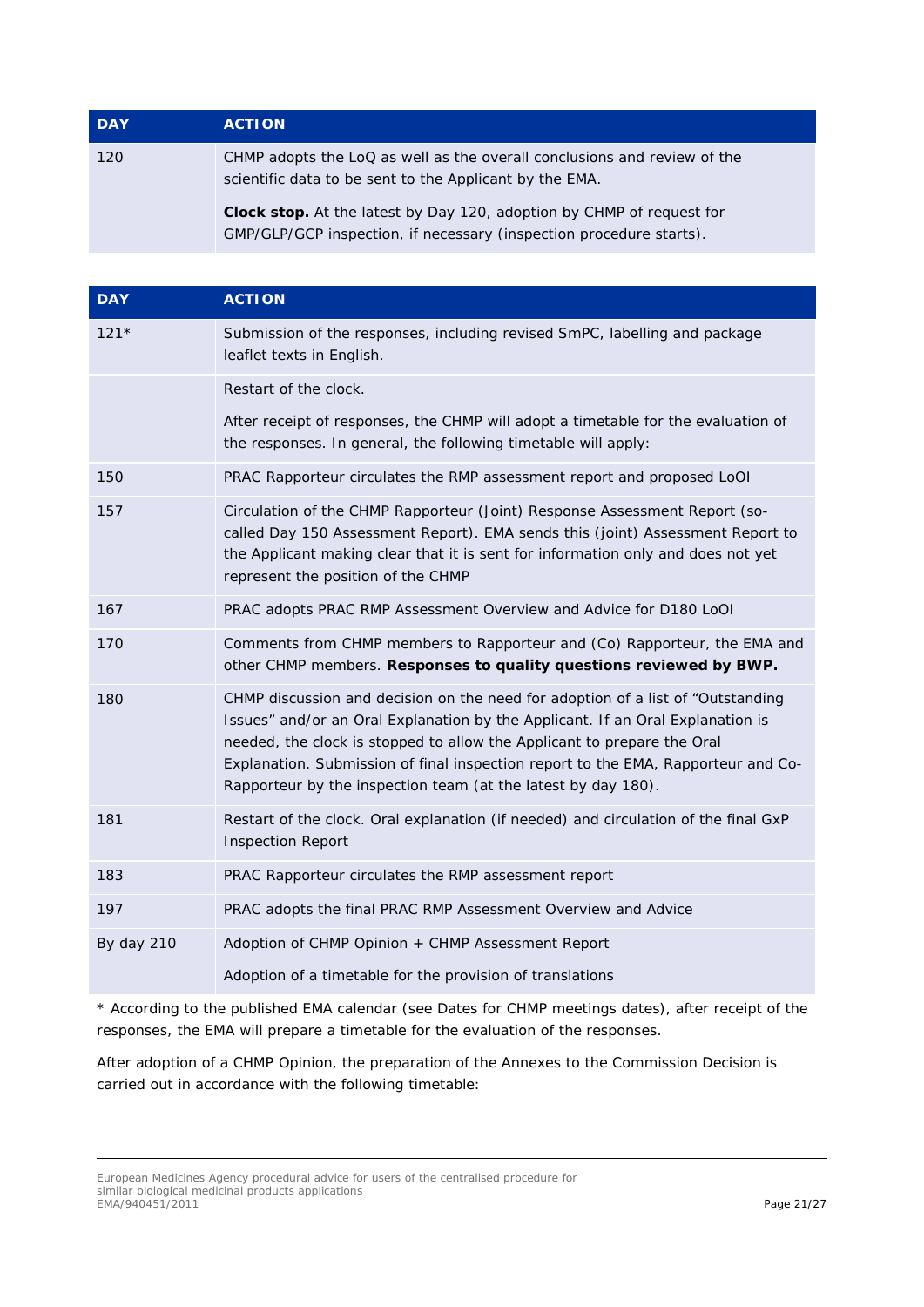| DAY | ACTION |
| --- | --- |
| 120 | CHMP adopts the LoQ as well as the overall conclusions and review of the scientific data to be sent to the Applicant by the EMA.<br><br>**Clock stop.** At the latest by Day 120, adoption by CHMP of request for GMP/GLP/GCP inspection, if necessary (inspection procedure starts). |

| DAY | ACTION |
| --- | --- |
| 121* | Submission of the responses, including revised SmPC, labelling and package leaflet texts in English. |
| | Restart of the clock.<br><br>After receipt of responses, the CHMP will adopt a timetable for the evaluation of the responses. In general, the following timetable will apply: |
| 150 | PRAC Rapporteur circulates the RMP assessment report and proposed LoOI |
| 157 | Circulation of the CHMP Rapporteur (Joint) Response Assessment Report (so-called Day 150 Assessment Report). EMA sends this (joint) Assessment Report to the Applicant making clear that it is sent for information only and does not yet represent the position of the CHMP |
| 167 | PRAC adopts PRAC RMP Assessment Overview and Advice for D180 LoOI |
| 170 | Comments from CHMP members to Rapporteur and (Co) Rapporteur, the EMA and other CHMP members. **Responses to quality questions reviewed by BWP.** |
| 180 | CHMP discussion and decision on the need for adoption of a list of "Outstanding Issues" and/or an Oral Explanation by the Applicant. If an Oral Explanation is needed, the clock is stopped to allow the Applicant to prepare the Oral Explanation. Submission of final inspection report to the EMA, Rapporteur and Co-Rapporteur by the inspection team (at the latest by day 180). |
| 181 | Restart of the clock. Oral explanation (if needed) and circulation of the final GxP Inspection Report |
| 183 | PRAC Rapporteur circulates the RMP assessment report |
| 197 | PRAC adopts the final PRAC RMP Assessment Overview and Advice |
| By day 210 | Adoption of CHMP Opinion + CHMP Assessment Report<br><br>Adoption of a timetable for the provision of translations |

* According to the published EMA calendar (see Dates for CHMP meetings dates), after receipt of the responses, the EMA will prepare a timetable for the evaluation of the responses.

After adoption of a CHMP Opinion, the preparation of the Annexes to the Commission Decision is carried out in accordance with the following timetable: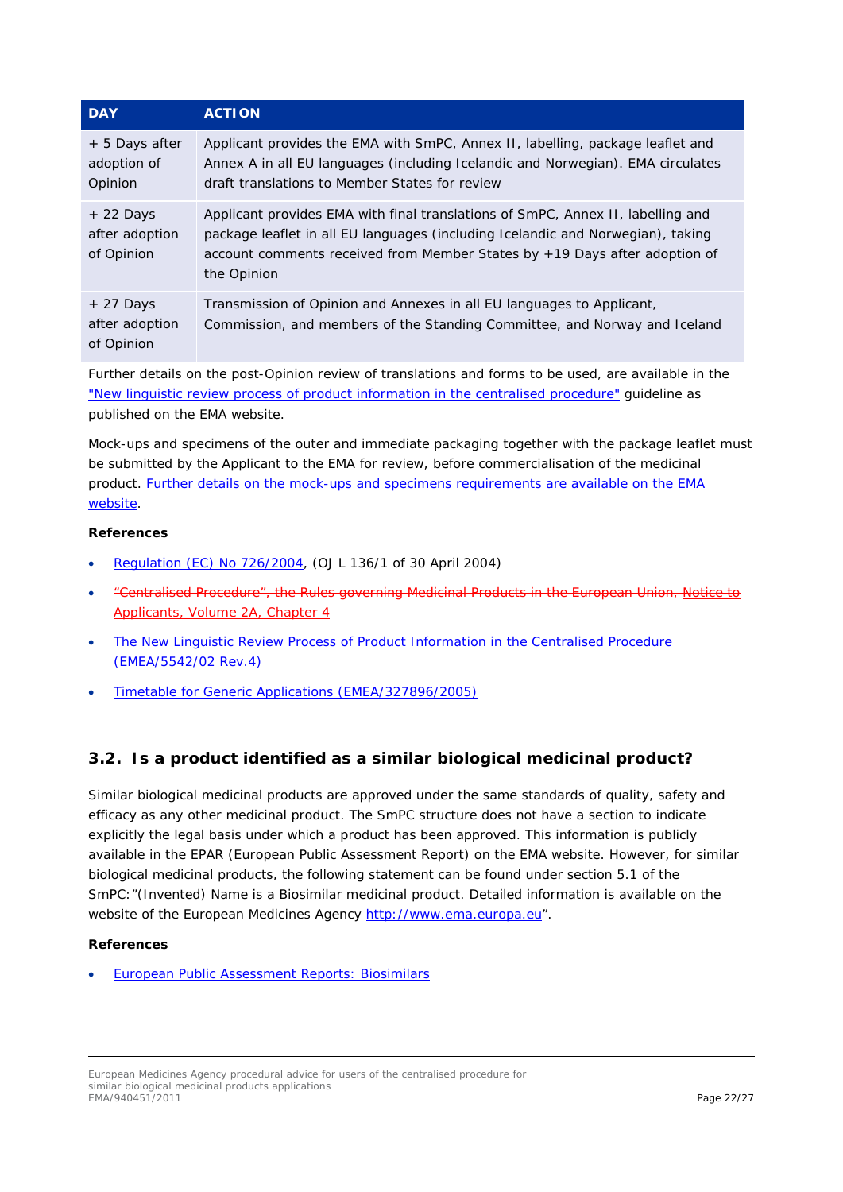| DAY | ACTION |
| --- | --- |
| + 5 Days after adoption of Opinion | Applicant provides the EMA with SmPC, Annex II, labelling, package leaflet and Annex A in all EU languages (including Icelandic and Norwegian). EMA circulates draft translations to Member States for review |
| + 22 Days after adoption of Opinion | Applicant provides EMA with final translations of SmPC, Annex II, labelling and package leaflet in all EU languages (including Icelandic and Norwegian), taking account comments received from Member States by +19 Days after adoption of the Opinion |
| + 27 Days after adoption of Opinion | Transmission of Opinion and Annexes in all EU languages to Applicant, Commission, and members of the Standing Committee, and Norway and Iceland |

Further details on the post-Opinion review of translations and forms to be used, are available in the "New linguistic review process of product information in the centralised procedure" guideline as published on the EMA website.

Mock-ups and specimens of the outer and immediate packaging together with the package leaflet must be submitted by the Applicant to the EMA for review, before commercialisation of the medicinal product. Further details on the mock-ups and specimens requirements are available on the EMA website.

**References**

- Regulation (EC) No 726/2004, (OJ L 136/1 of 30 April 2004)
- ~~"Centralised Procedure", the Rules governing Medicinal Products in the European Union, Notice to Applicants, Volume 2A, Chapter 4~~
- The New Linguistic Review Process of Product Information in the Centralised Procedure (EMEA/5542/02 Rev.4)
- Timetable for Generic Applications (EMEA/327896/2005)

## 3.2. Is a product identified as a similar biological medicinal product?

Similar biological medicinal products are approved under the same standards of quality, safety and efficacy as any other medicinal product. The SmPC structure does not have a section to indicate explicitly the legal basis under which a product has been approved. This information is publicly available in the EPAR (European Public Assessment Report) on the EMA website. However, for similar biological medicinal products, the following statement can be found under section 5.1 of the SmPC:"(Invented) Name is a Biosimilar medicinal product. Detailed information is available on the website of the European Medicines Agency http://www.ema.europa.eu".

**References**

- European Public Assessment Reports: Biosimilars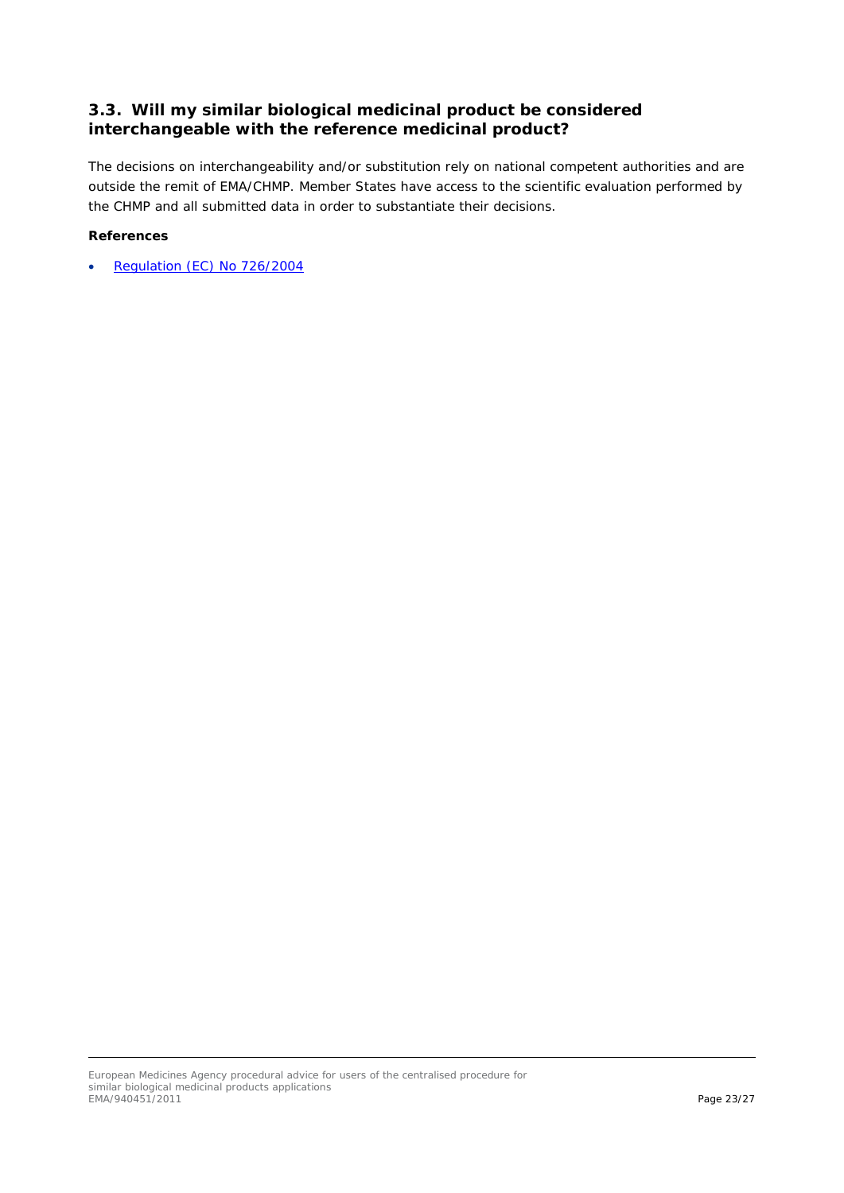## 3.3. Will my similar biological medicinal product be considered interchangeable with the reference medicinal product?

The decisions on interchangeability and/or substitution rely on national competent authorities and are outside the remit of EMA/CHMP. Member States have access to the scientific evaluation performed by the CHMP and all submitted data in order to substantiate their decisions.

**References**

- Regulation (EC) No 726/2004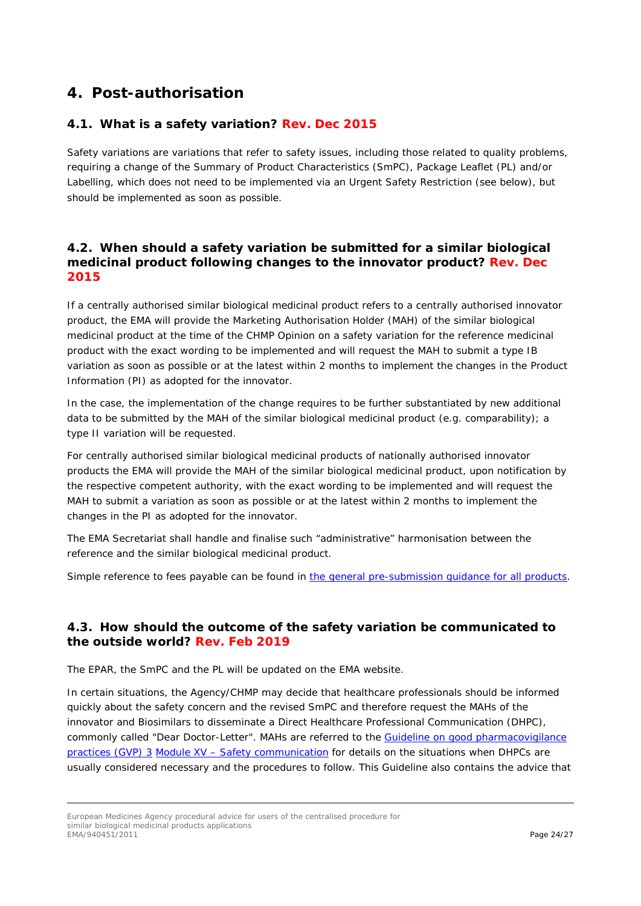# 4. Post-authorisation

## 4.1. What is a safety variation? Rev. Dec 2015

Safety variations are variations that refer to safety issues, including those related to quality problems, requiring a change of the Summary of Product Characteristics (SmPC), Package Leaflet (PL) and/or Labelling, which does not need to be implemented via an Urgent Safety Restriction (see below), but should be implemented as soon as possible.

## 4.2. When should a safety variation be submitted for a similar biological medicinal product following changes to the innovator product? Rev. Dec 2015

If a centrally authorised similar biological medicinal product refers to a centrally authorised innovator product, the EMA will provide the Marketing Authorisation Holder (MAH) of the similar biological medicinal product at the time of the CHMP Opinion on a safety variation for the reference medicinal product with the exact wording to be implemented and will request the MAH to submit a type IB variation as soon as possible or at the latest within 2 months to implement the changes in the Product Information (PI) as adopted for the innovator.

In the case, the implementation of the change requires to be further substantiated by new additional data to be submitted by the MAH of the similar biological medicinal product (e.g. comparability); a type II variation will be requested.

For centrally authorised similar biological medicinal products of nationally authorised innovator products the EMA will provide the MAH of the similar biological medicinal product, upon notification by the respective competent authority, with the exact wording to be implemented and will request the MAH to submit a variation as soon as possible or at the latest within 2 months to implement the changes in the PI as adopted for the innovator.

The EMA Secretariat shall handle and finalise such "administrative" harmonisation between the reference and the similar biological medicinal product.

Simple reference to fees payable can be found in the general pre-submission guidance for all products.

## 4.3. How should the outcome of the safety variation be communicated to the outside world? Rev. Feb 2019

The EPAR, the SmPC and the PL will be updated on the EMA website.

In certain situations, the Agency/CHMP may decide that healthcare professionals should be informed quickly about the safety concern and the revised SmPC and therefore request the MAHs of the innovator and Biosimilars to disseminate a Direct Healthcare Professional Communication (DHPC), commonly called "Dear Doctor-Letter". MAHs are referred to the Guideline on good pharmacovigilance practices (GVP) 3 Module XV – Safety communication for details on the situations when DHPCs are usually considered necessary and the procedures to follow. This Guideline also contains the advice that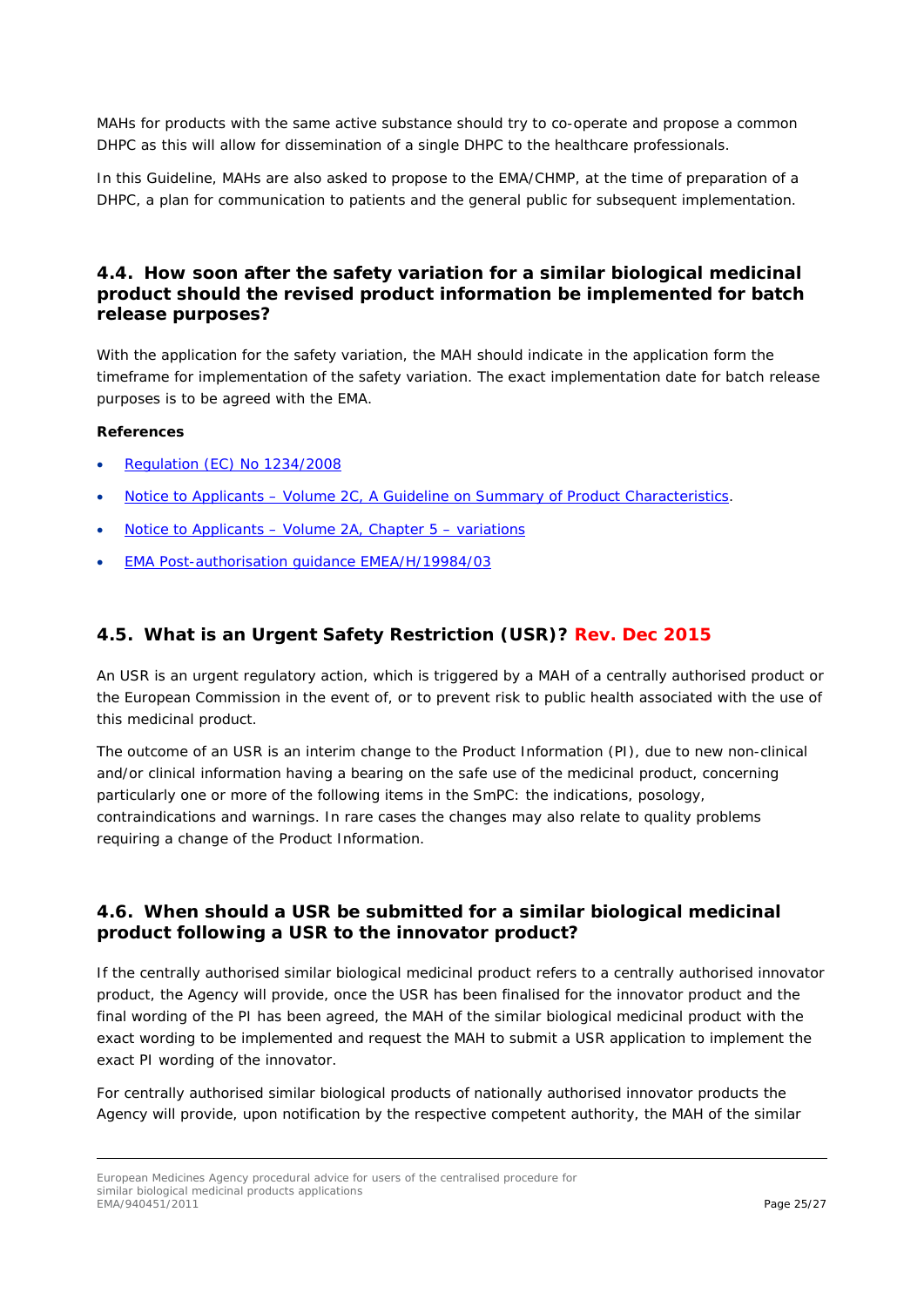MAHs for products with the same active substance should try to co-operate and propose a common DHPC as this will allow for dissemination of a single DHPC to the healthcare professionals.

In this Guideline, MAHs are also asked to propose to the EMA/CHMP, at the time of preparation of a DHPC, a plan for communication to patients and the general public for subsequent implementation.

## 4.4. How soon after the safety variation for a similar biological medicinal product should the revised product information be implemented for batch release purposes?

With the application for the safety variation, the MAH should indicate in the application form the timeframe for implementation of the safety variation. The exact implementation date for batch release purposes is to be agreed with the EMA.

**References**

- Regulation (EC) No 1234/2008
- Notice to Applicants – Volume 2C, A Guideline on Summary of Product Characteristics.
- Notice to Applicants – Volume 2A, Chapter 5 – variations
- EMA Post-authorisation guidance EMEA/H/19984/03

## 4.5. What is an Urgent Safety Restriction (USR)? Rev. Dec 2015

An USR is an urgent regulatory action, which is triggered by a MAH of a centrally authorised product or the European Commission in the event of, or to prevent risk to public health associated with the use of this medicinal product.

The outcome of an USR is an interim change to the Product Information (PI), due to new non-clinical and/or clinical information having a bearing on the safe use of the medicinal product, concerning particularly one or more of the following items in the SmPC: the indications, posology, contraindications and warnings. In rare cases the changes may also relate to quality problems requiring a change of the Product Information.

## 4.6. When should a USR be submitted for a similar biological medicinal product following a USR to the innovator product?

If the centrally authorised similar biological medicinal product refers to a centrally authorised innovator product, the Agency will provide, once the USR has been finalised for the innovator product and the final wording of the PI has been agreed, the MAH of the similar biological medicinal product with the exact wording to be implemented and request the MAH to submit a USR application to implement the exact PI wording of the innovator.

For centrally authorised similar biological products of nationally authorised innovator products the Agency will provide, upon notification by the respective competent authority, the MAH of the similar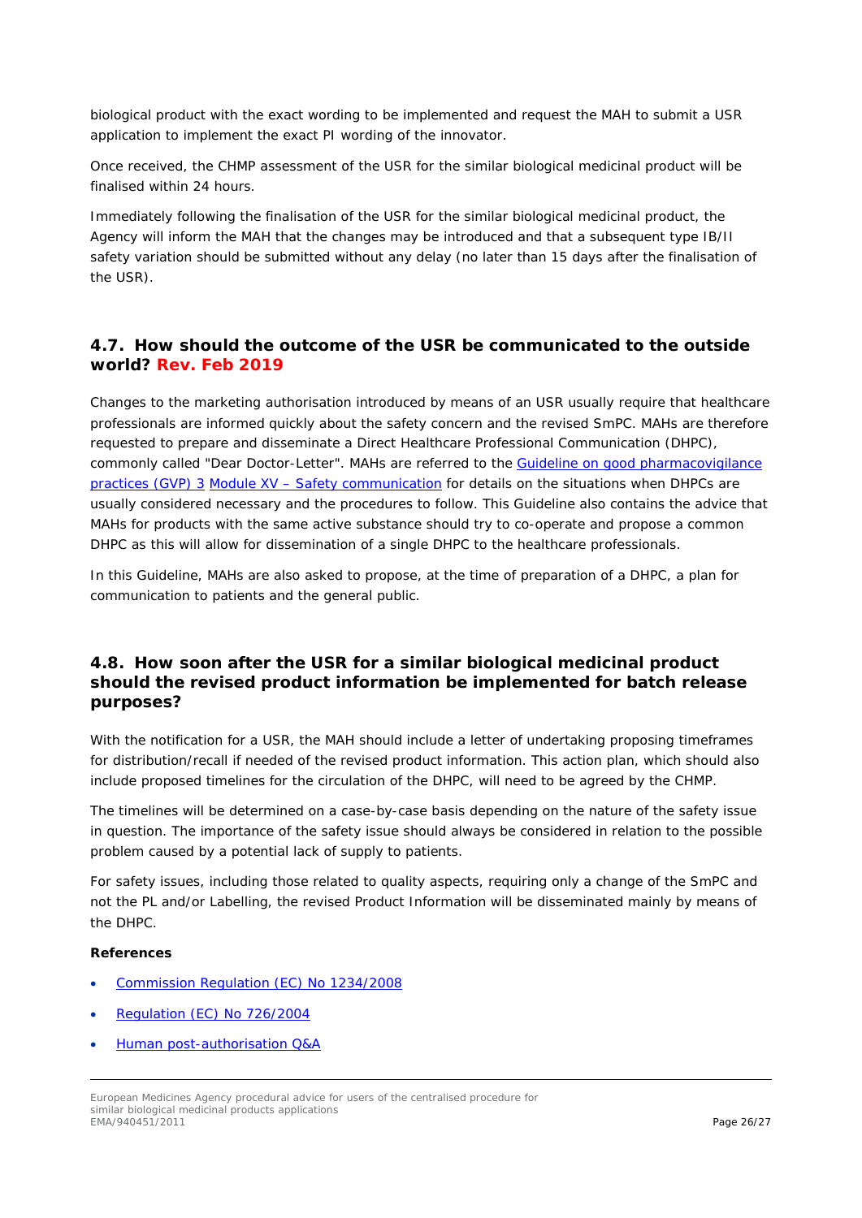biological product with the exact wording to be implemented and request the MAH to submit a USR application to implement the exact PI wording of the innovator.

Once received, the CHMP assessment of the USR for the similar biological medicinal product will be finalised within 24 hours.

Immediately following the finalisation of the USR for the similar biological medicinal product, the Agency will inform the MAH that the changes may be introduced and that a subsequent type IB/II safety variation should be submitted without any delay (no later than 15 days after the finalisation of the USR).

## 4.7. How should the outcome of the USR be communicated to the outside world? Rev. Feb 2019

Changes to the marketing authorisation introduced by means of an USR usually require that healthcare professionals are informed quickly about the safety concern and the revised SmPC. MAHs are therefore requested to prepare and disseminate a Direct Healthcare Professional Communication (DHPC), commonly called "Dear Doctor-Letter". MAHs are referred to the Guideline on good pharmacovigilance practices (GVP) 3 Module XV – Safety communication for details on the situations when DHPCs are usually considered necessary and the procedures to follow. This Guideline also contains the advice that MAHs for products with the same active substance should try to co-operate and propose a common DHPC as this will allow for dissemination of a single DHPC to the healthcare professionals.

In this Guideline, MAHs are also asked to propose, at the time of preparation of a DHPC, a plan for communication to patients and the general public.

## 4.8. How soon after the USR for a similar biological medicinal product should the revised product information be implemented for batch release purposes?

With the notification for a USR, the MAH should include a letter of undertaking proposing timeframes for distribution/recall if needed of the revised product information. This action plan, which should also include proposed timelines for the circulation of the DHPC, will need to be agreed by the CHMP.

The timelines will be determined on a case-by-case basis depending on the nature of the safety issue in question. The importance of the safety issue should always be considered in relation to the possible problem caused by a potential lack of supply to patients.

For safety issues, including those related to quality aspects, requiring only a change of the SmPC and not the PL and/or Labelling, the revised Product Information will be disseminated mainly by means of the DHPC.

**References**

- Commission Regulation (EC) No 1234/2008
- Regulation (EC) No 726/2004
- Human post-authorisation Q&A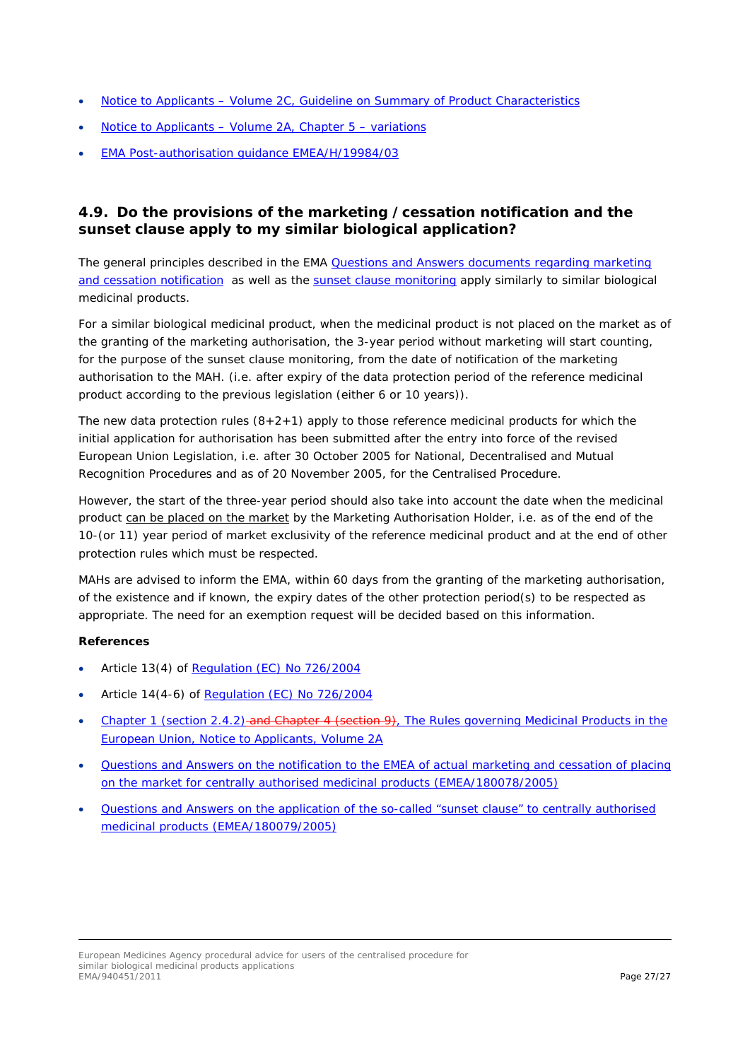- Notice to Applicants – Volume 2C, Guideline on Summary of Product Characteristics
- Notice to Applicants – Volume 2A, Chapter 5 – variations
- EMA Post-authorisation guidance EMEA/H/19984/03

### 4.9. Do the provisions of the marketing / cessation notification and the sunset clause apply to my similar biological application?

The general principles described in the EMA Questions and Answers documents regarding marketing and cessation notification as well as the sunset clause monitoring apply similarly to similar biological medicinal products.

For a similar biological medicinal product, when the medicinal product is not placed on the market as of the granting of the marketing authorisation, the 3-year period without marketing will start counting, for the purpose of the sunset clause monitoring, from the date of notification of the marketing authorisation to the MAH. (i.e. after expiry of the data protection period of the reference medicinal product according to the previous legislation (either 6 or 10 years)).

The new data protection rules (8+2+1) apply to those reference medicinal products for which the initial application for authorisation has been submitted after the entry into force of the revised European Union Legislation, i.e. after 30 October 2005 for National, Decentralised and Mutual Recognition Procedures and as of 20 November 2005, for the Centralised Procedure.

However, the start of the three-year period should also take into account the date when the medicinal product can be placed on the market by the Marketing Authorisation Holder, i.e. as of the end of the 10-(or 11) year period of market exclusivity of the reference medicinal product and at the end of other protection rules which must be respected.

MAHs are advised to inform the EMA, within 60 days from the granting of the marketing authorisation, of the existence and if known, the expiry dates of the other protection period(s) to be respected as appropriate. The need for an exemption request will be decided based on this information.

**References**

- Article 13(4) of Regulation (EC) No 726/2004
- Article 14(4-6) of Regulation (EC) No 726/2004
- Chapter 1 (section 2.4.2) ~~and Chapter 4 (section 9)~~, The Rules governing Medicinal Products in the European Union, Notice to Applicants, Volume 2A
- Questions and Answers on the notification to the EMEA of actual marketing and cessation of placing on the market for centrally authorised medicinal products (EMEA/180078/2005)
- Questions and Answers on the application of the so-called "sunset clause" to centrally authorised medicinal products (EMEA/180079/2005)